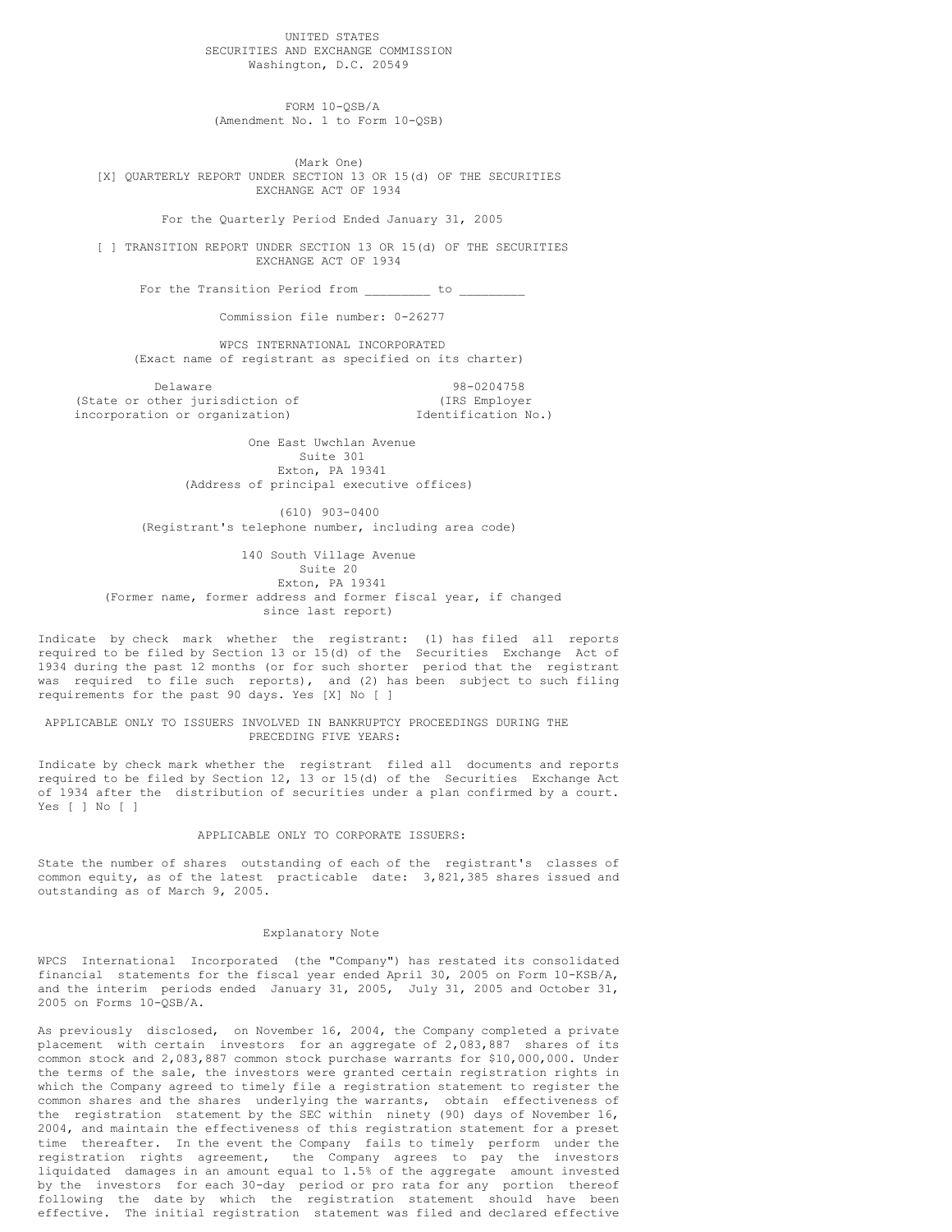UNITED STATES
SECURITIES AND EXCHANGE COMMISSION
Washington, D.C. 20549

# FORM 10-QSB/A
(Amendment No. 1 to Form 10-QSB)

(Mark One)

[X] QUARTERLY REPORT UNDER SECTION 13 OR 15(d) OF THE SECURITIES EXCHANGE ACT OF 1934

For the Quarterly Period Ended January 31, 2005

[ ] TRANSITION REPORT UNDER SECTION 13 OR 15(d) OF THE SECURITIES EXCHANGE ACT OF 1934

For the Transition Period from _________ to _________

Commission file number: 0-26277

WPCS INTERNATIONAL INCORPORATED
(Exact name of registrant as specified on its charter)

| Delaware | 98-0204758 |
|---|---|
| (State or other jurisdiction of incorporation or organization) | (IRS Employer Identification No.) |

One East Uwchlan Avenue
Suite 301
Exton, PA 19341
(Address of principal executive offices)

(610) 903-0400
(Registrant's telephone number, including area code)

140 South Village Avenue
Suite 20
Exton, PA 19341
(Former name, former address and former fiscal year, if changed since last report)

Indicate by check mark whether the registrant: (1) has filed all reports required to be filed by Section 13 or 15(d) of the Securities Exchange Act of 1934 during the past 12 months (or for such shorter period that the registrant was required to file such reports), and (2) has been subject to such filing requirements for the past 90 days. Yes [X] No [ ]

APPLICABLE ONLY TO ISSUERS INVOLVED IN BANKRUPTCY PROCEEDINGS DURING THE PRECEDING FIVE YEARS:

Indicate by check mark whether the registrant filed all documents and reports required to be filed by Section 12, 13 or 15(d) of the Securities Exchange Act of 1934 after the distribution of securities under a plan confirmed by a court. Yes [ ] No [ ]

APPLICABLE ONLY TO CORPORATE ISSUERS:

State the number of shares outstanding of each of the registrant's classes of common equity, as of the latest practicable date: 3,821,385 shares issued and outstanding as of March 9, 2005.

## Explanatory Note

WPCS International Incorporated (the "Company") has restated its consolidated financial statements for the fiscal year ended April 30, 2005 on Form 10-KSB/A, and the interim periods ended January 31, 2005, July 31, 2005 and October 31, 2005 on Forms 10-QSB/A.

As previously disclosed, on November 16, 2004, the Company completed a private placement with certain investors for an aggregate of 2,083,887 shares of its common stock and 2,083,887 common stock purchase warrants for $10,000,000. Under the terms of the sale, the investors were granted certain registration rights in which the Company agreed to timely file a registration statement to register the common shares and the shares underlying the warrants, obtain effectiveness of the registration statement by the SEC within ninety (90) days of November 16, 2004, and maintain the effectiveness of this registration statement for a preset time thereafter. In the event the Company fails to timely perform under the registration rights agreement, the Company agrees to pay the investors liquidated damages in an amount equal to 1.5% of the aggregate amount invested by the investors for each 30-day period or pro rata for any portion thereof following the date by which the registration statement should have been effective. The initial registration statement was filed and declared effective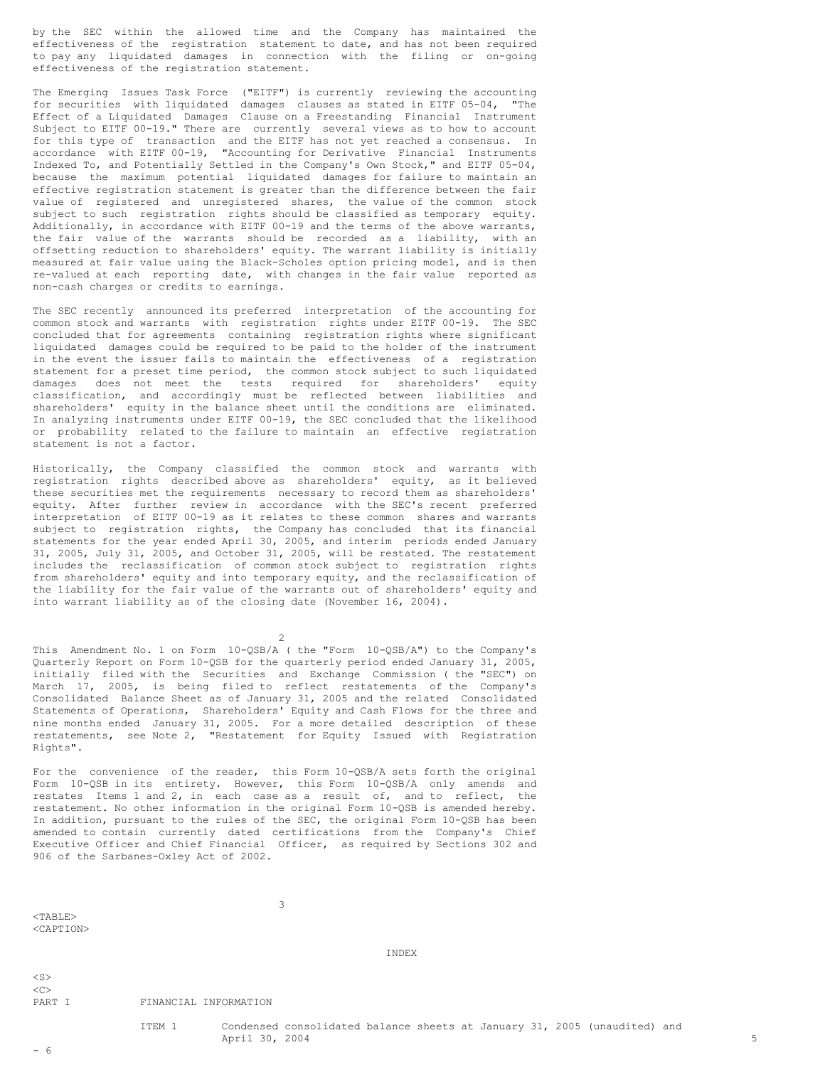by the SEC within the allowed time and the Company has maintained the effectiveness of the registration statement to date, and has not been required to pay any liquidated damages in connection with the filing or on-going effectiveness of the registration statement.

The Emerging Issues Task Force ("EITF") is currently reviewing the accounting for securities with liquidated damages clauses as stated in EITF 05-04, "The Effect of a Liquidated Damages Clause on a Freestanding Financial Instrument Subject to EITF 00-19." There are currently several views as to how to account for this type of transaction and the EITF has not yet reached a consensus. In accordance with EITF 00-19, "Accounting for Derivative Financial Instruments Indexed To, and Potentially Settled in the Company's Own Stock," and EITF 05-04, because the maximum potential liquidated damages for failure to maintain an effective registration statement is greater than the difference between the fair value of registered and unregistered shares, the value of the common stock subject to such registration rights should be classified as temporary equity. Additionally, in accordance with EITF 00-19 and the terms of the above warrants, the fair value of the warrants should be recorded as a liability, with an offsetting reduction to shareholders' equity. The warrant liability is initially measured at fair value using the Black-Scholes option pricing model, and is then re-valued at each reporting date, with changes in the fair value reported as non-cash charges or credits to earnings.

The SEC recently announced its preferred interpretation of the accounting for common stock and warrants with registration rights under EITF 00-19. The SEC concluded that for agreements containing registration rights where significant liquidated damages could be required to be paid to the holder of the instrument in the event the issuer fails to maintain the effectiveness of a registration statement for a preset time period, the common stock subject to such liquidated damages does not meet the tests required for shareholders' equity classification, and accordingly must be reflected between liabilities and shareholders' equity in the balance sheet until the conditions are eliminated. In analyzing instruments under EITF 00-19, the SEC concluded that the likelihood or probability related to the failure to maintain an effective registration statement is not a factor.

Historically, the Company classified the common stock and warrants with registration rights described above as shareholders' equity, as it believed these securities met the requirements necessary to record them as shareholders' equity. After further review in accordance with the SEC's recent preferred interpretation of EITF 00-19 as it relates to these common shares and warrants subject to registration rights, the Company has concluded that its financial statements for the year ended April 30, 2005, and interim periods ended January 31, 2005, July 31, 2005, and October 31, 2005, will be restated. The restatement includes the reclassification of common stock subject to registration rights from shareholders' equity and into temporary equity, and the reclassification of the liability for the fair value of the warrants out of shareholders' equity and into warrant liability as of the closing date (November 16, 2004).

This Amendment No. 1 on Form 10-QSB/A ( the "Form 10-QSB/A") to the Company's Quarterly Report on Form 10-QSB for the quarterly period ended January 31, 2005, initially filed with the Securities and Exchange Commission ( the "SEC") on March 17, 2005, is being filed to reflect restatements of the Company's Consolidated Balance Sheet as of January 31, 2005 and the related Consolidated Statements of Operations, Shareholders' Equity and Cash Flows for the three and nine months ended January 31, 2005. For a more detailed description of these restatements, see Note 2, "Restatement for Equity Issued with Registration Rights".

For the convenience of the reader, this Form 10-QSB/A sets forth the original Form 10-QSB in its entirety. However, this Form 10-QSB/A only amends and restates Items 1 and 2, in each case as a result of, and to reflect, the restatement. No other information in the original Form 10-QSB is amended hereby. In addition, pursuant to the rules of the SEC, the original Form 10-QSB has been amended to contain currently dated certifications from the Company's Chief Executive Officer and Chief Financial Officer, as required by Sections 302 and 906 of the Sarbanes-Oxley Act of 2002.

INDEX

| | | | |
|---|---|---|---|
| PART I | FINANCIAL INFORMATION | | |
| | ITEM 1 | Condensed consolidated balance sheets at January 31, 2005 (unaudited) and April 30, 2004 | 5 - 6 |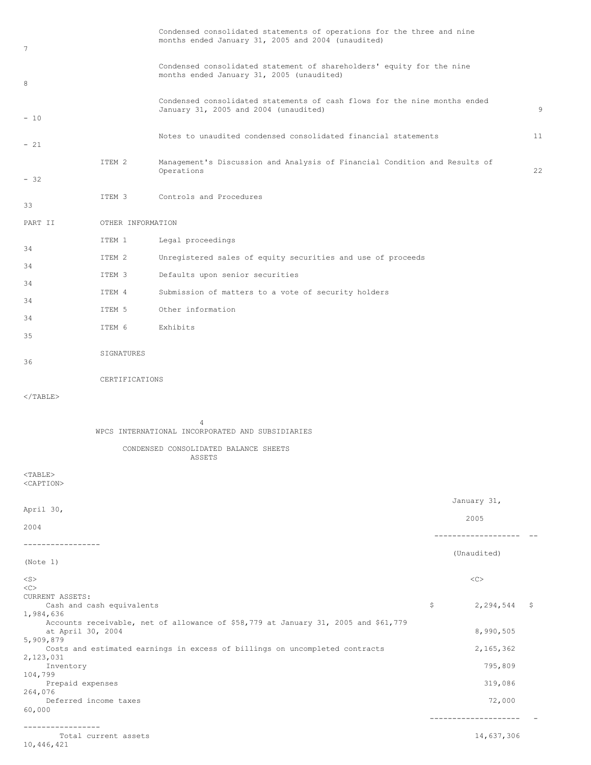| | | | Page |
|---|---|---|---|
| | | Condensed consolidated statements of operations for the three and nine months ended January 31, 2005 and 2004 (unaudited) | 7 |
| | | Condensed consolidated statement of shareholders' equity for the nine months ended January 31, 2005 (unaudited) | 8 |
| | | Condensed consolidated statements of cash flows for the nine months ended January 31, 2005 and 2004 (unaudited) | 9 - 10 |
| | | Notes to unaudited condensed consolidated financial statements | 11 - 21 |
| | ITEM 2 | Management's Discussion and Analysis of Financial Condition and Results of Operations | 22 - 32 |
| | ITEM 3 | Controls and Procedures | 33 |
| PART II | OTHER INFORMATION | | |
| | ITEM 1 | Legal proceedings | 34 |
| | ITEM 2 | Unregistered sales of equity securities and use of proceeds | 34 |
| | ITEM 3 | Defaults upon senior securities | 34 |
| | ITEM 4 | Submission of matters to a vote of security holders | 34 |
| | ITEM 5 | Other information | 34 |
| | ITEM 6 | Exhibits | 35 |
| | SIGNATURES | | 36 |
| | CERTIFICATIONS | | |

## WPCS INTERNATIONAL INCORPORATED AND SUBSIDIARIES

### CONDENSED CONSOLIDATED BALANCE SHEETS

### ASSETS

| | January 31, 2005 (Unaudited) | April 30, 2004 (Note 1) |
|---|---|---|
| CURRENT ASSETS: | | |
| Cash and cash equivalents | $ 2,294,544 | $ 1,984,636 |
| Accounts receivable, net of allowance of $58,779 at January 31, 2005 and $61,779 at April 30, 2004 | 8,990,505 | 5,909,879 |
| Costs and estimated earnings in excess of billings on uncompleted contracts | 2,165,362 | 2,123,031 |
| Inventory | 795,809 | 104,799 |
| Prepaid expenses | 319,086 | 264,076 |
| Deferred income taxes | 72,000 | 60,000 |
| Total current assets | 14,637,306 | 10,446,421 |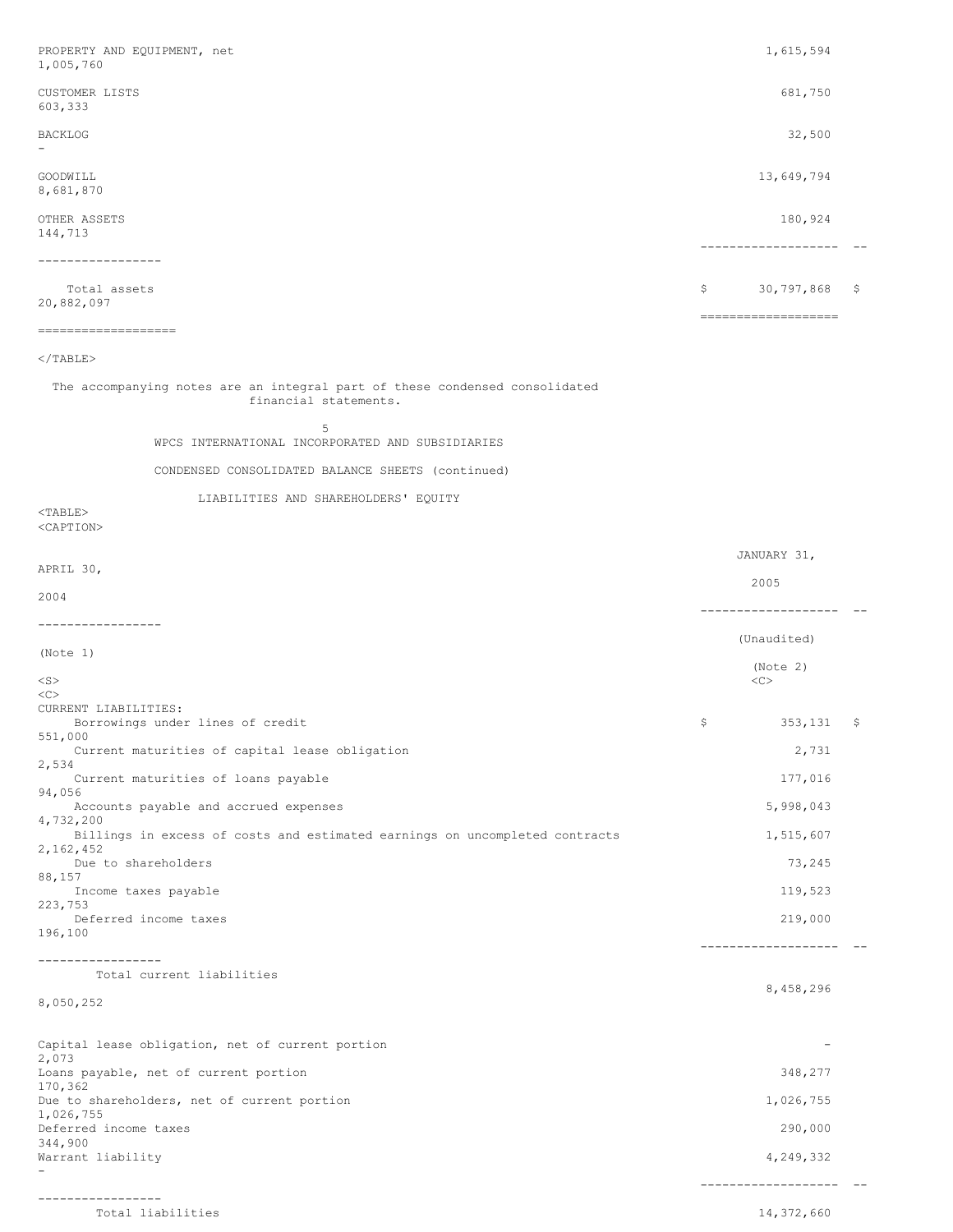| | | |
|---|---|---|
| PROPERTY AND EQUIPMENT, net | 1,615,594 | 1,005,760 |
| CUSTOMER LISTS | 681,750 | 603,333 |
| BACKLOG | 32,500 | - |
| GOODWILL | 13,649,794 | 8,681,870 |
| OTHER ASSETS | 180,924 | 144,713 |
| Total assets | $ 30,797,868 | $ 20,882,097 |

The accompanying notes are an integral part of these condensed consolidated financial statements.

WPCS INTERNATIONAL INCORPORATED AND SUBSIDIARIES

CONDENSED CONSOLIDATED BALANCE SHEETS (continued)

LIABILITIES AND SHAREHOLDERS' EQUITY

| | JANUARY 31, 2005 | APRIL 30, 2004 |
|---|---|---|
| | (Unaudited) (Note 2) | (Note 1) |
| CURRENT LIABILITIES: | | |
| Borrowings under lines of credit | $ 353,131 | $ 551,000 |
| Current maturities of capital lease obligation | 2,731 | 2,534 |
| Current maturities of loans payable | 177,016 | 94,056 |
| Accounts payable and accrued expenses | 5,998,043 | 4,732,200 |
| Billings in excess of costs and estimated earnings on uncompleted contracts | 1,515,607 | 2,162,452 |
| Due to shareholders | 73,245 | 88,157 |
| Income taxes payable | 119,523 | 223,753 |
| Deferred income taxes | 219,000 | 196,100 |
| Total current liabilities | 8,458,296 | 8,050,252 |
| Capital lease obligation, net of current portion | - | 2,073 |
| Loans payable, net of current portion | 348,277 | 170,362 |
| Due to shareholders, net of current portion | 1,026,755 | 1,026,755 |
| Deferred income taxes | 290,000 | 344,900 |
| Warrant liability | 4,249,332 | - |
| Total liabilities | 14,372,660 | |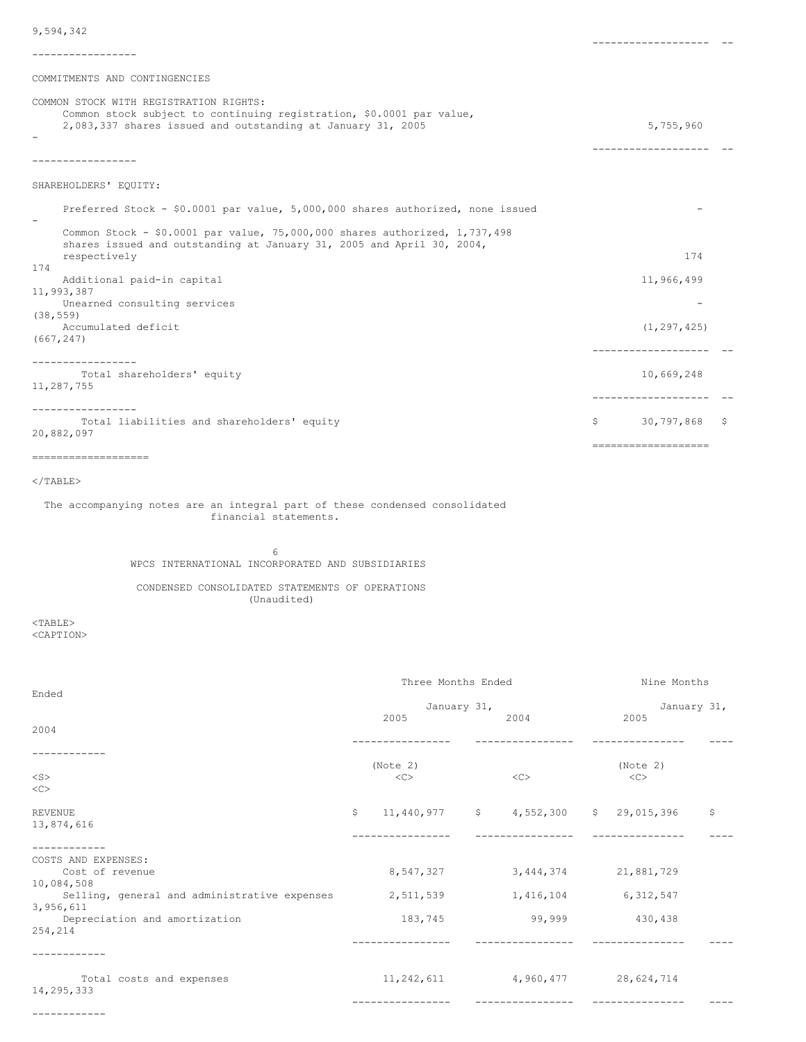| | January 31, 2005 | April 30, 2004 |
|---|---|---|
| | | 9,594,342 |
| COMMITMENTS AND CONTINGENCIES | | |
| COMMON STOCK WITH REGISTRATION RIGHTS: | | |
| Common stock subject to continuing registration, \$0.0001 par value, 2,083,337 shares issued and outstanding at January 31, 2005 | 5,755,960 | - |
| SHAREHOLDERS' EQUITY: | | |
| Preferred Stock - \$0.0001 par value, 5,000,000 shares authorized, none issued | - | - |
| Common Stock - \$0.0001 par value, 75,000,000 shares authorized, 1,737,498 shares issued and outstanding at January 31, 2005 and April 30, 2004, respectively | 174 | 174 |
| Additional paid-in capital | 11,966,499 | 11,993,387 |
| Unearned consulting services | - | (38,559) |
| Accumulated deficit | (1,297,425) | (667,247) |
| Total shareholders' equity | 10,669,248 | 11,287,755 |
| Total liabilities and shareholders' equity | \$ 30,797,868 | \$ 20,882,097 |

The accompanying notes are an integral part of these condensed consolidated financial statements.

## WPCS INTERNATIONAL INCORPORATED AND SUBSIDIARIES

### CONDENSED CONSOLIDATED STATEMENTS OF OPERATIONS
(Unaudited)

| | Three Months Ended January 31, | | Nine Months Ended January 31, | |
|---|---|---|---|---|
| | 2005 | 2004 | 2005 | 2004 |
| | (Note 2) | | (Note 2) | |
| REVENUE | \$ 11,440,977 | \$ 4,552,300 | \$ 29,015,396 | \$ 13,874,616 |
| COSTS AND EXPENSES: | | | | |
| Cost of revenue | 8,547,327 | 3,444,374 | 21,881,729 | 10,084,508 |
| Selling, general and administrative expenses | 2,511,539 | 1,416,104 | 6,312,547 | 3,956,611 |
| Depreciation and amortization | 183,745 | 99,999 | 430,438 | 254,214 |
| Total costs and expenses | 11,242,611 | 4,960,477 | 28,624,714 | 14,295,333 |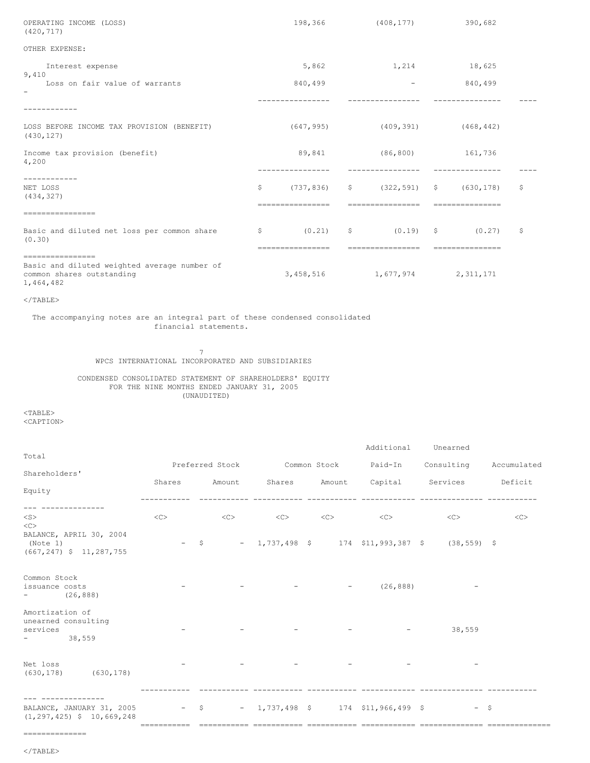| | | | | |
|---|---|---|---|---|
| OPERATING INCOME (LOSS) | 198,366 | (408,177) | 390,682 | (420,717) |
| OTHER EXPENSE: | | | | |
| Interest expense | 5,862 | 1,214 | 18,625 | 9,410 |
| Loss on fair value of warrants | 840,499 | - | 840,499 | - |
| LOSS BEFORE INCOME TAX PROVISION (BENEFIT) | (647,995) | (409,391) | (468,442) | (430,127) |
| Income tax provision (benefit) | 89,841 | (86,800) | 161,736 | 4,200 |
| NET LOSS | $ (737,836) | $ (322,591) | $ (630,178) | $ (434,327) |
| Basic and diluted net loss per common share | $ (0.21) | $ (0.19) | $ (0.27) | $ (0.30) |
| Basic and diluted weighted average number of common shares outstanding | 3,458,516 | 1,677,974 | 2,311,171 | 1,464,482 |

The accompanying notes are an integral part of these condensed consolidated financial statements.

WPCS INTERNATIONAL INCORPORATED AND SUBSIDIARIES

CONDENSED CONSOLIDATED STATEMENT OF SHAREHOLDERS' EQUITY
FOR THE NINE MONTHS ENDED JANUARY 31, 2005
(UNAUDITED)

| | Preferred Stock | | Common Stock | | Additional Paid-In Capital | Unearned Consulting Services | Accumulated Deficit | Total Shareholders' Equity |
|---|---|---|---|---|---|---|---|---|
| | Shares | Amount | Shares | Amount | | | | |
| BALANCE, APRIL 30, 2004 (Note 1) | - | $ - | 1,737,498 | $ 174 | $11,993,387 | $ (38,559) | $ (667,247) | $ 11,287,755 |
| Common Stock issuance costs | - | - | - | - | (26,888) | - | - | (26,888) |
| Amortization of unearned consulting services | - | - | - | - | - | 38,559 | - | 38,559 |
| Net loss | - | - | - | - | - | - | (630,178) | (630,178) |
| BALANCE, JANUARY 31, 2005 | - | $ - | 1,737,498 | $ 174 | $11,966,499 | $ - | $ (1,297,425) | $ 10,669,248 |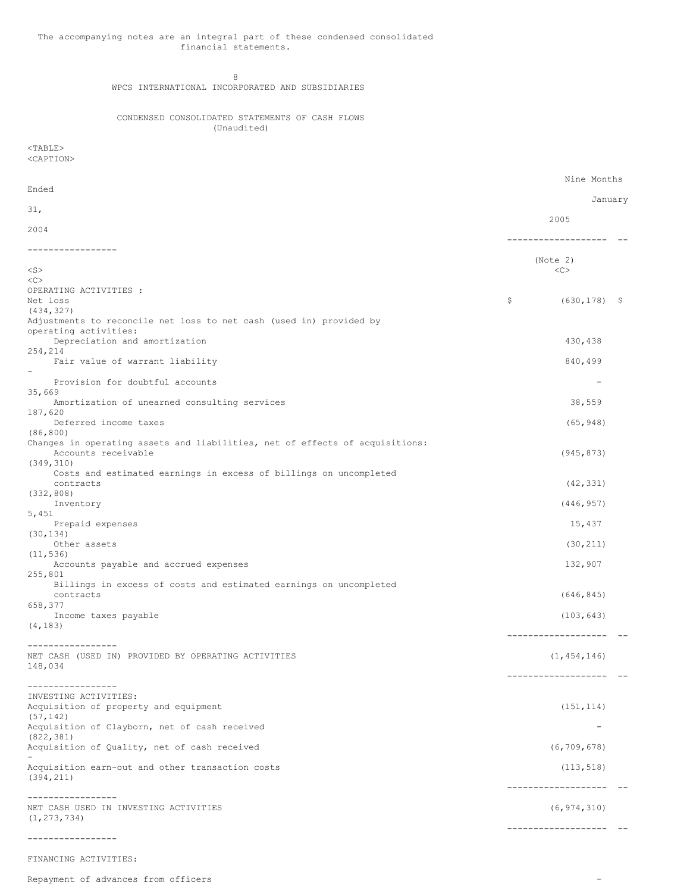The accompanying notes are an integral part of these condensed consolidated financial statements.

WPCS INTERNATIONAL INCORPORATED AND SUBSIDIARIES

CONDENSED CONSOLIDATED STATEMENTS OF CASH FLOWS
(Unaudited)

| | Nine Months Ended January 31, 2005 (Note 2) | 2004 |
|---|---|---|
| OPERATING ACTIVITIES : | | |
| Net loss | $ (630,178) | $ (434,327) |
| Adjustments to reconcile net loss to net cash (used in) provided by operating activities: | | |
| Depreciation and amortization | 430,438 | 254,214 |
| Fair value of warrant liability | 840,499 | - |
| Provision for doubtful accounts | - | 35,669 |
| Amortization of unearned consulting services | 38,559 | 187,620 |
| Deferred income taxes | (65,948) | (86,800) |
| Changes in operating assets and liabilities, net of effects of acquisitions: | | |
| Accounts receivable | (945,873) | (349,310) |
| Costs and estimated earnings in excess of billings on uncompleted contracts | (42,331) | (332,808) |
| Inventory | (446,957) | 5,451 |
| Prepaid expenses | 15,437 | (30,134) |
| Other assets | (30,211) | (11,536) |
| Accounts payable and accrued expenses | 132,907 | 255,801 |
| Billings in excess of costs and estimated earnings on uncompleted contracts | (646,845) | 658,377 |
| Income taxes payable | (103,643) | (4,183) |
| NET CASH (USED IN) PROVIDED BY OPERATING ACTIVITIES | (1,454,146) | 148,034 |
| INVESTING ACTIVITIES: | | |
| Acquisition of property and equipment | (151,114) | (57,142) |
| Acquisition of Clayborn, net of cash received | - | (822,381) |
| Acquisition of Quality, net of cash received | (6,709,678) | - |
| Acquisition earn-out and other transaction costs | (113,518) | (394,211) |
| NET CASH USED IN INVESTING ACTIVITIES | (6,974,310) | (1,273,734) |
| FINANCING ACTIVITIES: | | |
| Repayment of advances from officers | - | |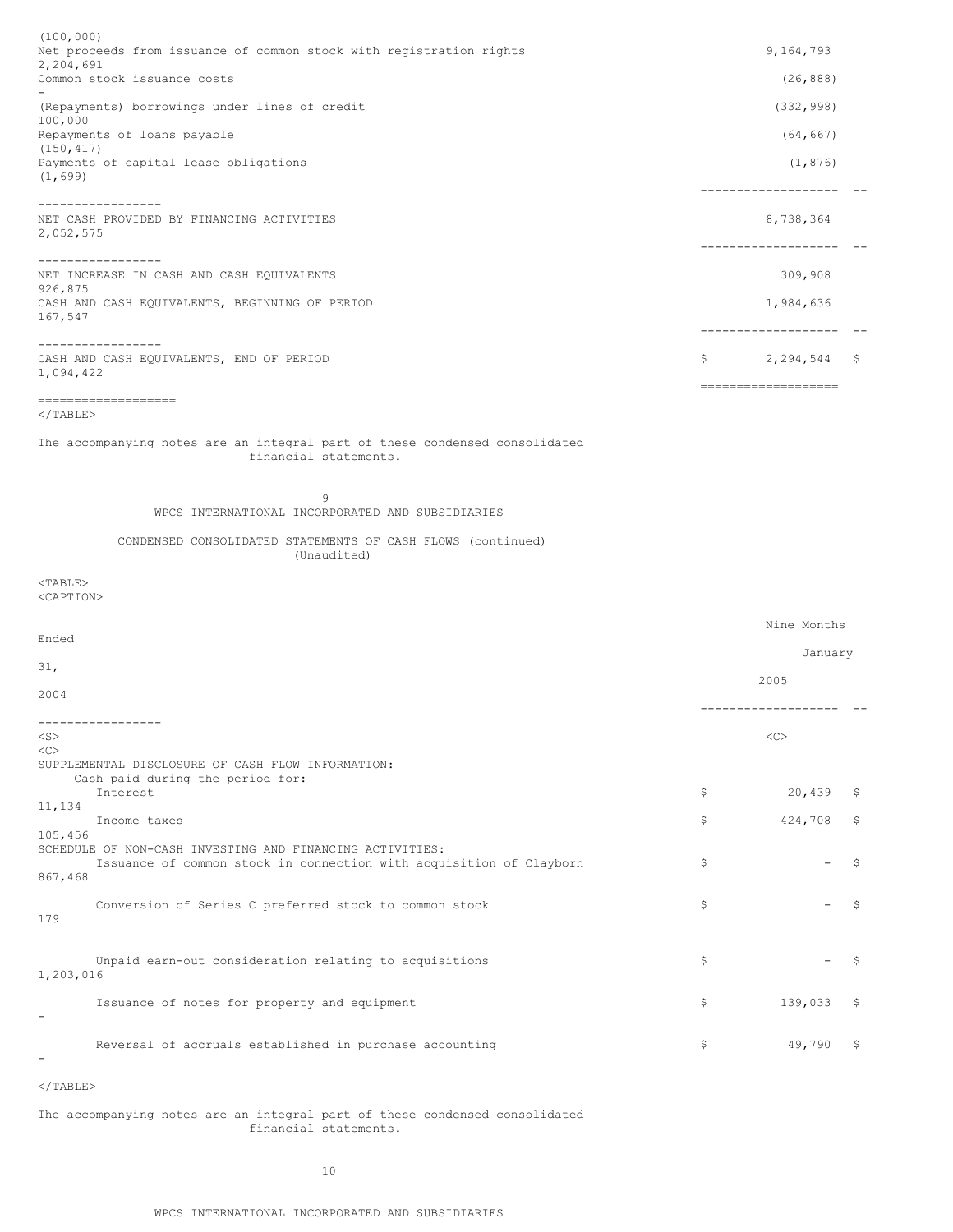| | 2005 | 2004 |
|---|---|---|
| | | (100,000) |
| Net proceeds from issuance of common stock with registration rights | 9,164,793 | 2,204,691 |
| Common stock issuance costs | (26,888) | - |
| (Repayments) borrowings under lines of credit | (332,998) | 100,000 |
| Repayments of loans payable | (64,667) | (150,417) |
| Payments of capital lease obligations | (1,876) | (1,699) |
| NET CASH PROVIDED BY FINANCING ACTIVITIES | 8,738,364 | 2,052,575 |
| NET INCREASE IN CASH AND CASH EQUIVALENTS | 309,908 | 926,875 |
| CASH AND CASH EQUIVALENTS, BEGINNING OF PERIOD | 1,984,636 | 167,547 |
| CASH AND CASH EQUIVALENTS, END OF PERIOD | $ 2,294,544 | $ 1,094,422 |

The accompanying notes are an integral part of these condensed consolidated financial statements.

WPCS INTERNATIONAL INCORPORATED AND SUBSIDIARIES

CONDENSED CONSOLIDATED STATEMENTS OF CASH FLOWS (continued)
(Unaudited)

| | Nine Months Ended January 31, 2005 | Nine Months Ended January 31, 2004 |
|---|---|---|
| SUPPLEMENTAL DISCLOSURE OF CASH FLOW INFORMATION: | | |
| Cash paid during the period for: | | |
| Interest | $ 20,439 | $ 11,134 |
| Income taxes | $ 424,708 | $ 105,456 |
| SCHEDULE OF NON-CASH INVESTING AND FINANCING ACTIVITIES: | | |
| Issuance of common stock in connection with acquisition of Clayborn | $ - | $ 867,468 |
| Conversion of Series C preferred stock to common stock | $ - | $ 179 |
| Unpaid earn-out consideration relating to acquisitions | $ - | $ 1,203,016 |
| Issuance of notes for property and equipment | $ 139,033 | $ - |
| Reversal of accruals established in purchase accounting | $ 49,790 | $ - |

The accompanying notes are an integral part of these condensed consolidated financial statements.

WPCS INTERNATIONAL INCORPORATED AND SUBSIDIARIES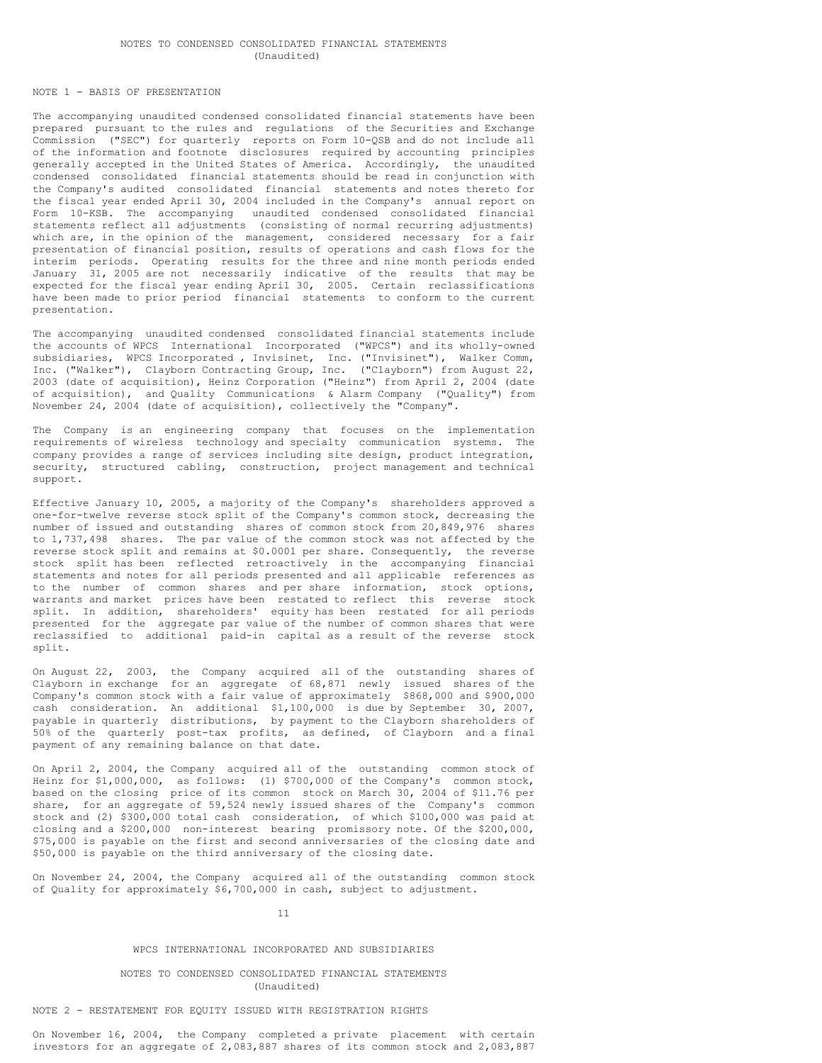NOTES TO CONDENSED CONSOLIDATED FINANCIAL STATEMENTS
(Unaudited)

## NOTE 1 - BASIS OF PRESENTATION

The accompanying unaudited condensed consolidated financial statements have been prepared pursuant to the rules and regulations of the Securities and Exchange Commission ("SEC") for quarterly reports on Form 10-QSB and do not include all of the information and footnote disclosures required by accounting principles generally accepted in the United States of America. Accordingly, the unaudited condensed consolidated financial statements should be read in conjunction with the Company's audited consolidated financial statements and notes thereto for the fiscal year ended April 30, 2004 included in the Company's annual report on Form 10-KSB. The accompanying unaudited condensed consolidated financial statements reflect all adjustments (consisting of normal recurring adjustments) which are, in the opinion of the management, considered necessary for a fair presentation of financial position, results of operations and cash flows for the interim periods. Operating results for the three and nine month periods ended January 31, 2005 are not necessarily indicative of the results that may be expected for the fiscal year ending April 30, 2005. Certain reclassifications have been made to prior period financial statements to conform to the current presentation.

The accompanying unaudited condensed consolidated financial statements include the accounts of WPCS International Incorporated ("WPCS") and its wholly-owned subsidiaries, WPCS Incorporated , Invisinet, Inc. ("Invisinet"), Walker Comm, Inc. ("Walker"), Clayborn Contracting Group, Inc. ("Clayborn") from August 22, 2003 (date of acquisition), Heinz Corporation ("Heinz") from April 2, 2004 (date of acquisition), and Quality Communications & Alarm Company ("Quality") from November 24, 2004 (date of acquisition), collectively the "Company".

The Company is an engineering company that focuses on the implementation requirements of wireless technology and specialty communication systems. The company provides a range of services including site design, product integration, security, structured cabling, construction, project management and technical support.

Effective January 10, 2005, a majority of the Company's shareholders approved a one-for-twelve reverse stock split of the Company's common stock, decreasing the number of issued and outstanding shares of common stock from 20,849,976 shares to 1,737,498 shares. The par value of the common stock was not affected by the reverse stock split and remains at $0.0001 per share. Consequently, the reverse stock split has been reflected retroactively in the accompanying financial statements and notes for all periods presented and all applicable references as to the number of common shares and per share information, stock options, warrants and market prices have been restated to reflect this reverse stock split. In addition, shareholders' equity has been restated for all periods presented for the aggregate par value of the number of common shares that were reclassified to additional paid-in capital as a result of the reverse stock split.

On August 22, 2003, the Company acquired all of the outstanding shares of Clayborn in exchange for an aggregate of 68,871 newly issued shares of the Company's common stock with a fair value of approximately $868,000 and $900,000 cash consideration. An additional $1,100,000 is due by September 30, 2007, payable in quarterly distributions, by payment to the Clayborn shareholders of 50% of the quarterly post-tax profits, as defined, of Clayborn and a final payment of any remaining balance on that date.

On April 2, 2004, the Company acquired all of the outstanding common stock of Heinz for $1,000,000, as follows: (1) $700,000 of the Company's common stock, based on the closing price of its common stock on March 30, 2004 of $11.76 per share, for an aggregate of 59,524 newly issued shares of the Company's common stock and (2) $300,000 total cash consideration, of which $100,000 was paid at closing and a $200,000 non-interest bearing promissory note. Of the $200,000, $75,000 is payable on the first and second anniversaries of the closing date and $50,000 is payable on the third anniversary of the closing date.

On November 24, 2004, the Company acquired all of the outstanding common stock of Quality for approximately $6,700,000 in cash, subject to adjustment.

WPCS INTERNATIONAL INCORPORATED AND SUBSIDIARIES

NOTES TO CONDENSED CONSOLIDATED FINANCIAL STATEMENTS
(Unaudited)

## NOTE 2 - RESTATEMENT FOR EQUITY ISSUED WITH REGISTRATION RIGHTS

On November 16, 2004, the Company completed a private placement with certain investors for an aggregate of 2,083,887 shares of its common stock and 2,083,887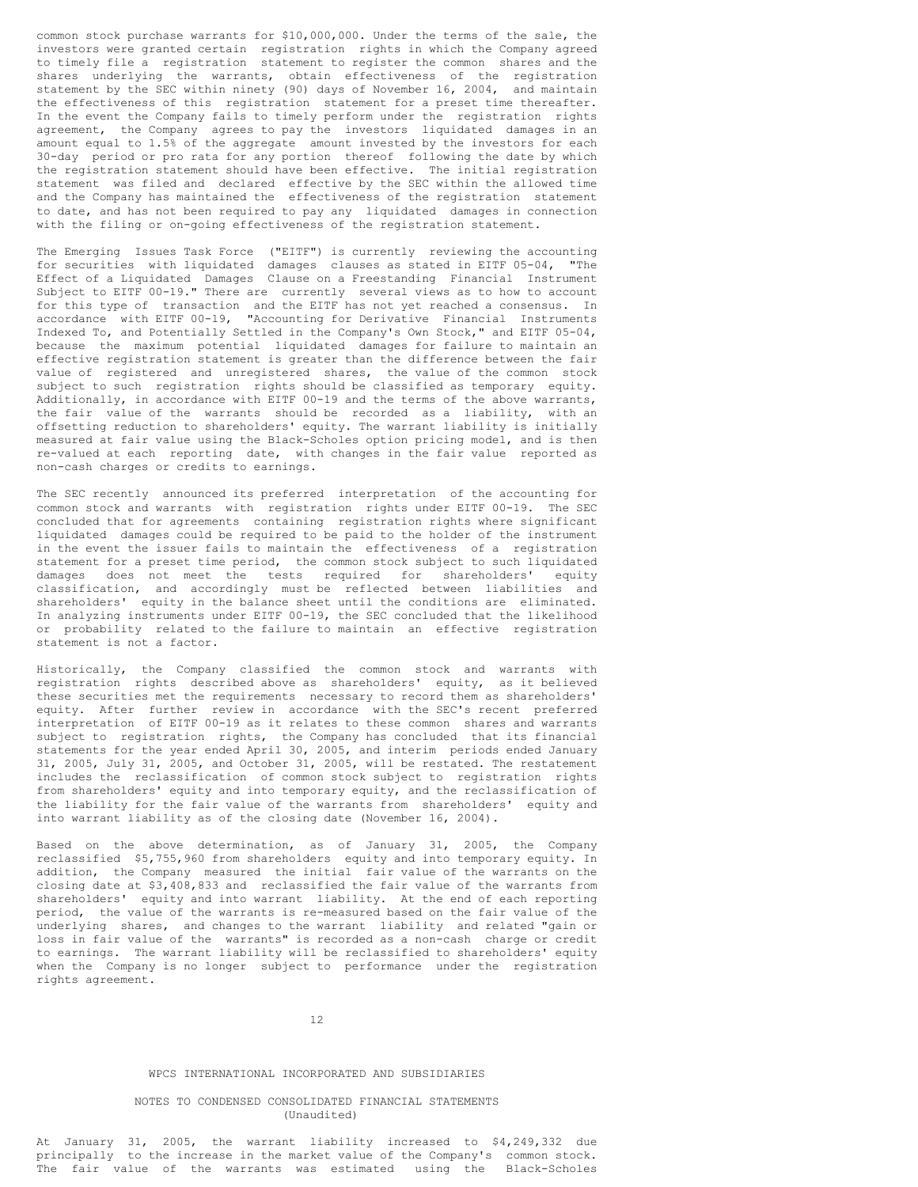common stock purchase warrants for $10,000,000. Under the terms of the sale, the investors were granted certain registration rights in which the Company agreed to timely file a registration statement to register the common shares and the shares underlying the warrants, obtain effectiveness of the registration statement by the SEC within ninety (90) days of November 16, 2004, and maintain the effectiveness of this registration statement for a preset time thereafter. In the event the Company fails to timely perform under the registration rights agreement, the Company agrees to pay the investors liquidated damages in an amount equal to 1.5% of the aggregate amount invested by the investors for each 30-day period or pro rata for any portion thereof following the date by which the registration statement should have been effective. The initial registration statement was filed and declared effective by the SEC within the allowed time and the Company has maintained the effectiveness of the registration statement to date, and has not been required to pay any liquidated damages in connection with the filing or on-going effectiveness of the registration statement.

The Emerging Issues Task Force ("EITF") is currently reviewing the accounting for securities with liquidated damages clauses as stated in EITF 05-04, "The Effect of a Liquidated Damages Clause on a Freestanding Financial Instrument Subject to EITF 00-19." There are currently several views as to how to account for this type of transaction and the EITF has not yet reached a consensus. In accordance with EITF 00-19, "Accounting for Derivative Financial Instruments Indexed To, and Potentially Settled in the Company's Own Stock," and EITF 05-04, because the maximum potential liquidated damages for failure to maintain an effective registration statement is greater than the difference between the fair value of registered and unregistered shares, the value of the common stock subject to such registration rights should be classified as temporary equity. Additionally, in accordance with EITF 00-19 and the terms of the above warrants, the fair value of the warrants should be recorded as a liability, with an offsetting reduction to shareholders' equity. The warrant liability is initially measured at fair value using the Black-Scholes option pricing model, and is then re-valued at each reporting date, with changes in the fair value reported as non-cash charges or credits to earnings.

The SEC recently announced its preferred interpretation of the accounting for common stock and warrants with registration rights under EITF 00-19. The SEC concluded that for agreements containing registration rights where significant liquidated damages could be required to be paid to the holder of the instrument in the event the issuer fails to maintain the effectiveness of a registration statement for a preset time period, the common stock subject to such liquidated damages does not meet the tests required for shareholders' equity classification, and accordingly must be reflected between liabilities and shareholders' equity in the balance sheet until the conditions are eliminated. In analyzing instruments under EITF 00-19, the SEC concluded that the likelihood or probability related to the failure to maintain an effective registration statement is not a factor.

Historically, the Company classified the common stock and warrants with registration rights described above as shareholders' equity, as it believed these securities met the requirements necessary to record them as shareholders' equity. After further review in accordance with the SEC's recent preferred interpretation of EITF 00-19 as it relates to these common shares and warrants subject to registration rights, the Company has concluded that its financial statements for the year ended April 30, 2005, and interim periods ended January 31, 2005, July 31, 2005, and October 31, 2005, will be restated. The restatement includes the reclassification of common stock subject to registration rights from shareholders' equity and into temporary equity, and the reclassification of the liability for the fair value of the warrants from shareholders' equity and into warrant liability as of the closing date (November 16, 2004).

Based on the above determination, as of January 31, 2005, the Company reclassified $5,755,960 from shareholders equity and into temporary equity. In addition, the Company measured the initial fair value of the warrants on the closing date at $3,408,833 and reclassified the fair value of the warrants from shareholders' equity and into warrant liability. At the end of each reporting period, the value of the warrants is re-measured based on the fair value of the underlying shares, and changes to the warrant liability and related "gain or loss in fair value of the warrants" is recorded as a non-cash charge or credit to earnings. The warrant liability will be reclassified to shareholders' equity when the Company is no longer subject to performance under the registration rights agreement.

WPCS INTERNATIONAL INCORPORATED AND SUBSIDIARIES

NOTES TO CONDENSED CONSOLIDATED FINANCIAL STATEMENTS
(Unaudited)

At January 31, 2005, the warrant liability increased to $4,249,332 due principally to the increase in the market value of the Company's common stock. The fair value of the warrants was estimated using the Black-Scholes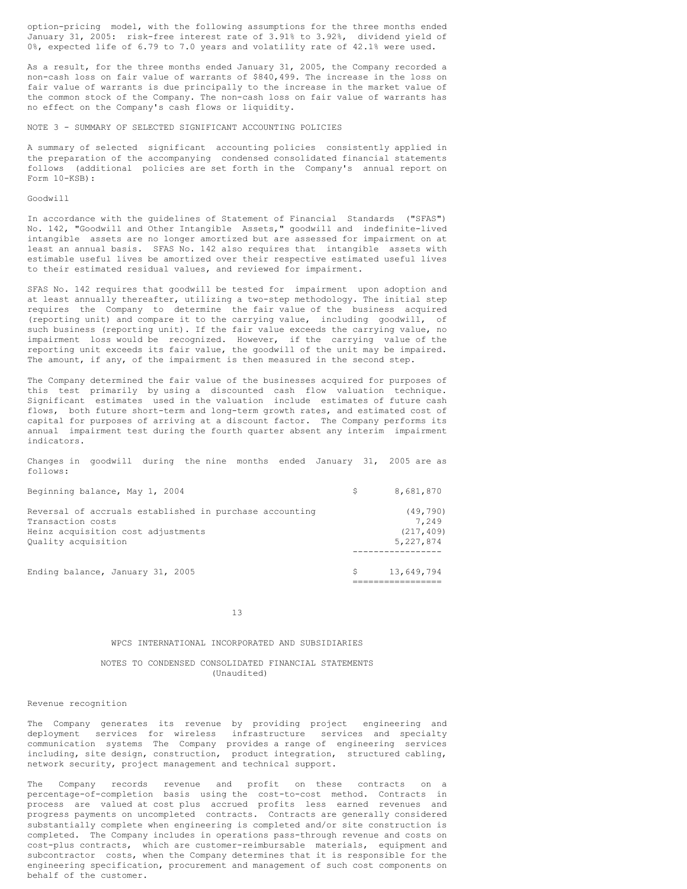option-pricing model, with the following assumptions for the three months ended January 31, 2005: risk-free interest rate of 3.91% to 3.92%, dividend yield of 0%, expected life of 6.79 to 7.0 years and volatility rate of 42.1% were used.

As a result, for the three months ended January 31, 2005, the Company recorded a non-cash loss on fair value of warrants of $840,499. The increase in the loss on fair value of warrants is due principally to the increase in the market value of the common stock of the Company. The non-cash loss on fair value of warrants has no effect on the Company's cash flows or liquidity.

NOTE 3 - SUMMARY OF SELECTED SIGNIFICANT ACCOUNTING POLICIES

A summary of selected significant accounting policies consistently applied in the preparation of the accompanying condensed consolidated financial statements follows (additional policies are set forth in the Company's annual report on Form 10-KSB):

Goodwill

In accordance with the guidelines of Statement of Financial Standards ("SFAS") No. 142, "Goodwill and Other Intangible Assets," goodwill and indefinite-lived intangible assets are no longer amortized but are assessed for impairment on at least an annual basis. SFAS No. 142 also requires that intangible assets with estimable useful lives be amortized over their respective estimated useful lives to their estimated residual values, and reviewed for impairment.

SFAS No. 142 requires that goodwill be tested for impairment upon adoption and at least annually thereafter, utilizing a two-step methodology. The initial step requires the Company to determine the fair value of the business acquired (reporting unit) and compare it to the carrying value, including goodwill, of such business (reporting unit). If the fair value exceeds the carrying value, no impairment loss would be recognized. However, if the carrying value of the reporting unit exceeds its fair value, the goodwill of the unit may be impaired. The amount, if any, of the impairment is then measured in the second step.

The Company determined the fair value of the businesses acquired for purposes of this test primarily by using a discounted cash flow valuation technique. Significant estimates used in the valuation include estimates of future cash flows, both future short-term and long-term growth rates, and estimated cost of capital for purposes of arriving at a discount factor. The Company performs its annual impairment test during the fourth quarter absent any interim impairment indicators.

Changes in goodwill during the nine months ended January 31, 2005 are as follows:

| | |
|---|---|
| Beginning balance, May 1, 2004 | $ 8,681,870 |
| Reversal of accruals established in purchase accounting | (49,790) |
| Transaction costs | 7,249 |
| Heinz acquisition cost adjustments | (217,409) |
| Quality acquisition | 5,227,874 |
| Ending balance, January 31, 2005 | $ 13,649,794 |

WPCS INTERNATIONAL INCORPORATED AND SUBSIDIARIES

NOTES TO CONDENSED CONSOLIDATED FINANCIAL STATEMENTS
(Unaudited)

Revenue recognition

The Company generates its revenue by providing project engineering and deployment services for wireless infrastructure services and specialty communication systems The Company provides a range of engineering services including, site design, construction, product integration, structured cabling, network security, project management and technical support.

The Company records revenue and profit on these contracts on a percentage-of-completion basis using the cost-to-cost method. Contracts in process are valued at cost plus accrued profits less earned revenues and progress payments on uncompleted contracts. Contracts are generally considered substantially complete when engineering is completed and/or site construction is completed. The Company includes in operations pass-through revenue and costs on cost-plus contracts, which are customer-reimbursable materials, equipment and subcontractor costs, when the Company determines that it is responsible for the engineering specification, procurement and management of such cost components on behalf of the customer.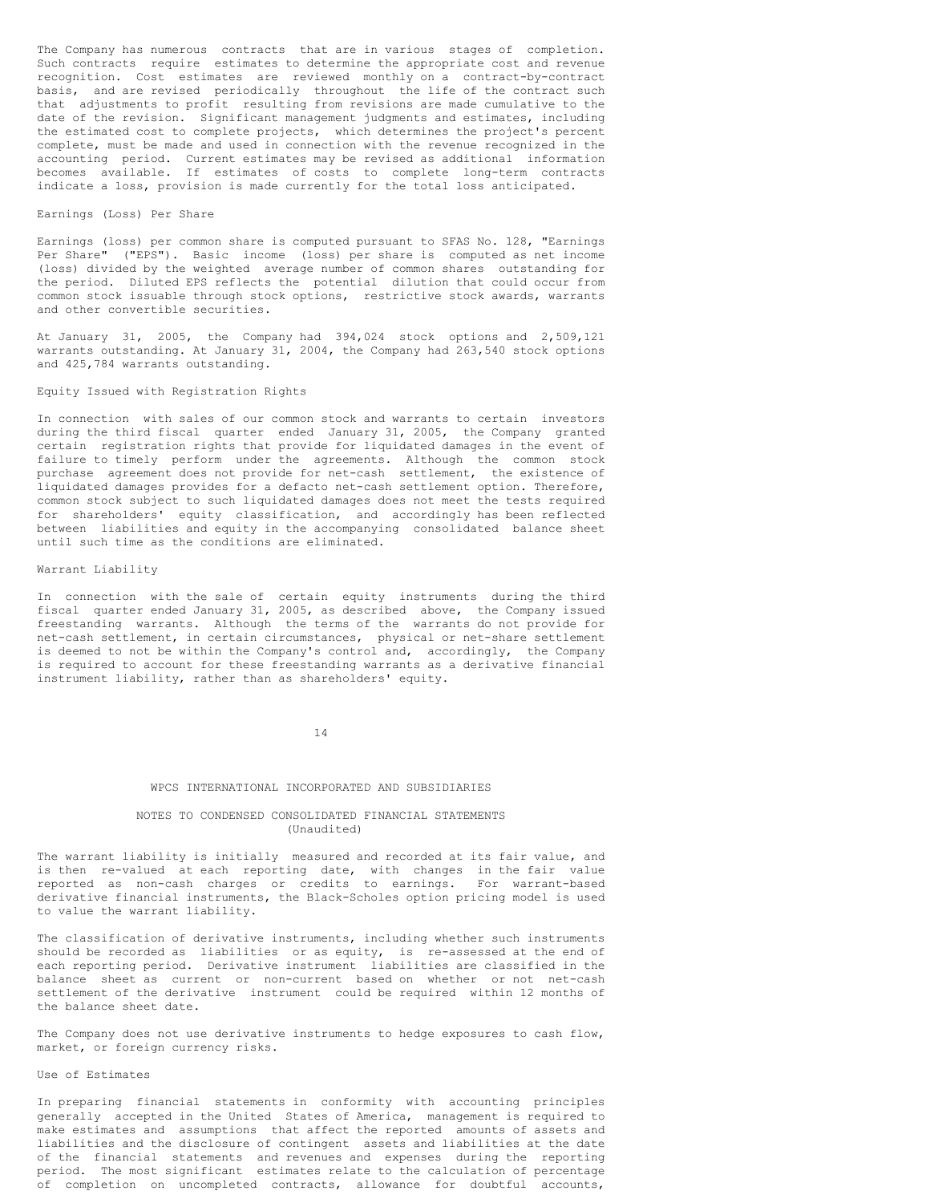The Company has numerous contracts that are in various stages of completion. Such contracts require estimates to determine the appropriate cost and revenue recognition. Cost estimates are reviewed monthly on a contract-by-contract basis, and are revised periodically throughout the life of the contract such that adjustments to profit resulting from revisions are made cumulative to the date of the revision. Significant management judgments and estimates, including the estimated cost to complete projects, which determines the project's percent complete, must be made and used in connection with the revenue recognized in the accounting period. Current estimates may be revised as additional information becomes available. If estimates of costs to complete long-term contracts indicate a loss, provision is made currently for the total loss anticipated.

### Earnings (Loss) Per Share

Earnings (loss) per common share is computed pursuant to SFAS No. 128, "Earnings Per Share" ("EPS"). Basic income (loss) per share is computed as net income (loss) divided by the weighted average number of common shares outstanding for the period. Diluted EPS reflects the potential dilution that could occur from common stock issuable through stock options, restrictive stock awards, warrants and other convertible securities.

At January 31, 2005, the Company had 394,024 stock options and 2,509,121 warrants outstanding. At January 31, 2004, the Company had 263,540 stock options and 425,784 warrants outstanding.

### Equity Issued with Registration Rights

In connection with sales of our common stock and warrants to certain investors during the third fiscal quarter ended January 31, 2005, the Company granted certain registration rights that provide for liquidated damages in the event of failure to timely perform under the agreements. Although the common stock purchase agreement does not provide for net-cash settlement, the existence of liquidated damages provides for a defacto net-cash settlement option. Therefore, common stock subject to such liquidated damages does not meet the tests required for shareholders' equity classification, and accordingly has been reflected between liabilities and equity in the accompanying consolidated balance sheet until such time as the conditions are eliminated.

### Warrant Liability

In connection with the sale of certain equity instruments during the third fiscal quarter ended January 31, 2005, as described above, the Company issued freestanding warrants. Although the terms of the warrants do not provide for net-cash settlement, in certain circumstances, physical or net-share settlement is deemed to not be within the Company's control and, accordingly, the Company is required to account for these freestanding warrants as a derivative financial instrument liability, rather than as shareholders' equity.

The warrant liability is initially measured and recorded at its fair value, and is then re-valued at each reporting date, with changes in the fair value reported as non-cash charges or credits to earnings. For warrant-based derivative financial instruments, the Black-Scholes option pricing model is used to value the warrant liability.

The classification of derivative instruments, including whether such instruments should be recorded as liabilities or as equity, is re-assessed at the end of each reporting period. Derivative instrument liabilities are classified in the balance sheet as current or non-current based on whether or not net-cash settlement of the derivative instrument could be required within 12 months of the balance sheet date.

The Company does not use derivative instruments to hedge exposures to cash flow, market, or foreign currency risks.

### Use of Estimates

In preparing financial statements in conformity with accounting principles generally accepted in the United States of America, management is required to make estimates and assumptions that affect the reported amounts of assets and liabilities and the disclosure of contingent assets and liabilities at the date of the financial statements and revenues and expenses during the reporting period. The most significant estimates relate to the calculation of percentage of completion on uncompleted contracts, allowance for doubtful accounts,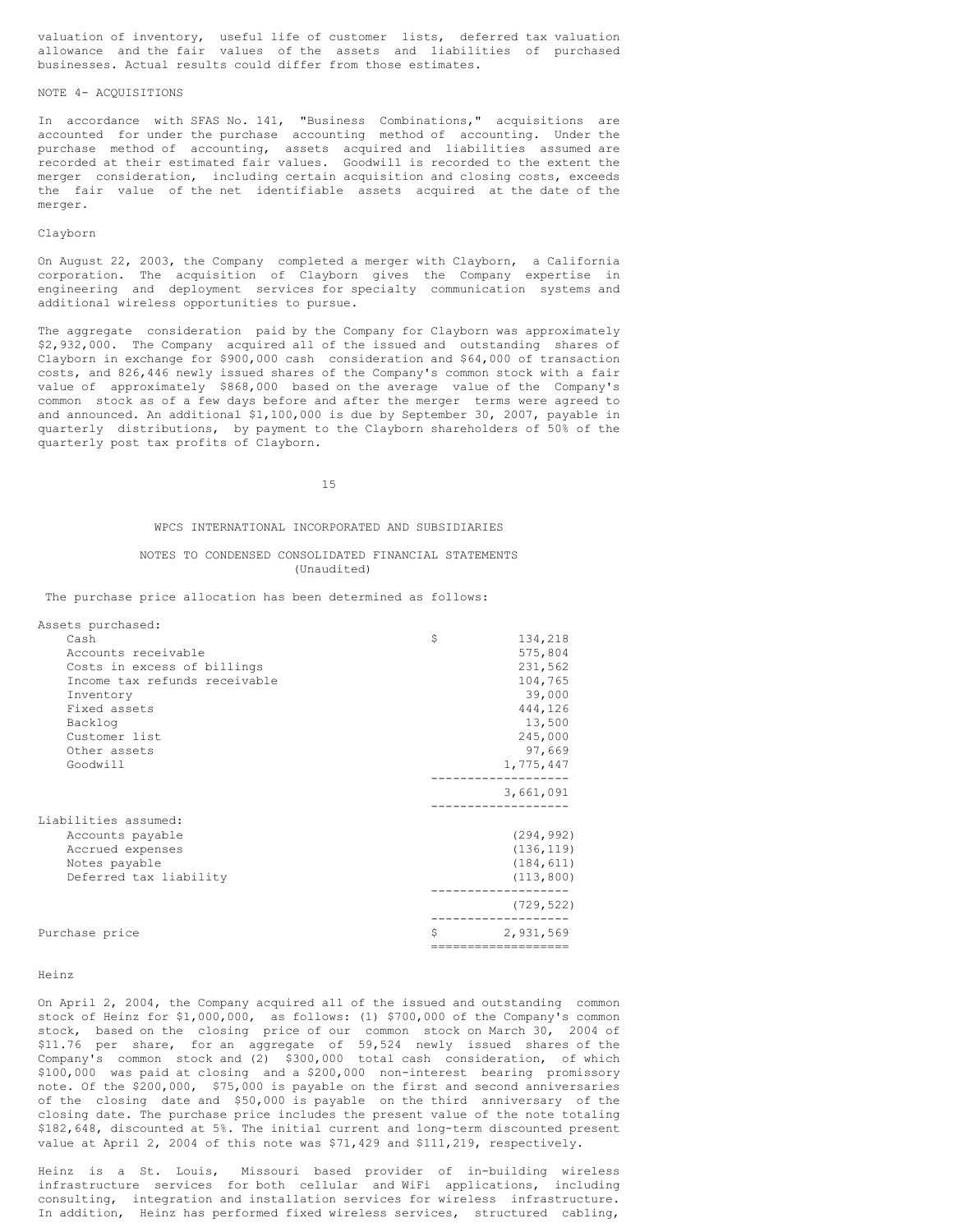valuation of inventory, useful life of customer lists, deferred tax valuation allowance and the fair values of the assets and liabilities of purchased businesses. Actual results could differ from those estimates.

NOTE 4- ACQUISITIONS

In accordance with SFAS No. 141, "Business Combinations," acquisitions are accounted for under the purchase accounting method of accounting. Under the purchase method of accounting, assets acquired and liabilities assumed are recorded at their estimated fair values. Goodwill is recorded to the extent the merger consideration, including certain acquisition and closing costs, exceeds the fair value of the net identifiable assets acquired at the date of the merger.

Clayborn

On August 22, 2003, the Company completed a merger with Clayborn, a California corporation. The acquisition of Clayborn gives the Company expertise in engineering and deployment services for specialty communication systems and additional wireless opportunities to pursue.

The aggregate consideration paid by the Company for Clayborn was approximately $2,932,000. The Company acquired all of the issued and outstanding shares of Clayborn in exchange for $900,000 cash consideration and $64,000 of transaction costs, and 826,446 newly issued shares of the Company's common stock with a fair value of approximately $868,000 based on the average value of the Company's common stock as of a few days before and after the merger terms were agreed to and announced. An additional $1,100,000 is due by September 30, 2007, payable in quarterly distributions, by payment to the Clayborn shareholders of 50% of the quarterly post tax profits of Clayborn.

WPCS INTERNATIONAL INCORPORATED AND SUBSIDIARIES

NOTES TO CONDENSED CONSOLIDATED FINANCIAL STATEMENTS
(Unaudited)

The purchase price allocation has been determined as follows:

| | |
|---|---|
| Assets purchased: | |
| Cash | $ 134,218 |
| Accounts receivable | 575,804 |
| Costs in excess of billings | 231,562 |
| Income tax refunds receivable | 104,765 |
| Inventory | 39,000 |
| Fixed assets | 444,126 |
| Backlog | 13,500 |
| Customer list | 245,000 |
| Other assets | 97,669 |
| Goodwill | 1,775,447 |
| | 3,661,091 |
| Liabilities assumed: | |
| Accounts payable | (294,992) |
| Accrued expenses | (136,119) |
| Notes payable | (184,611) |
| Deferred tax liability | (113,800) |
| | (729,522) |
| Purchase price | $ 2,931,569 |

Heinz

On April 2, 2004, the Company acquired all of the issued and outstanding common stock of Heinz for $1,000,000, as follows: (1) $700,000 of the Company's common stock, based on the closing price of our common stock on March 30, 2004 of $11.76 per share, for an aggregate of 59,524 newly issued shares of the Company's common stock and (2) $300,000 total cash consideration, of which $100,000 was paid at closing and a $200,000 non-interest bearing promissory note. Of the $200,000, $75,000 is payable on the first and second anniversaries of the closing date and $50,000 is payable on the third anniversary of the closing date. The purchase price includes the present value of the note totaling $182,648, discounted at 5%. The initial current and long-term discounted present value at April 2, 2004 of this note was $71,429 and $111,219, respectively.

Heinz is a St. Louis, Missouri based provider of in-building wireless infrastructure services for both cellular and WiFi applications, including consulting, integration and installation services for wireless infrastructure. In addition, Heinz has performed fixed wireless services, structured cabling,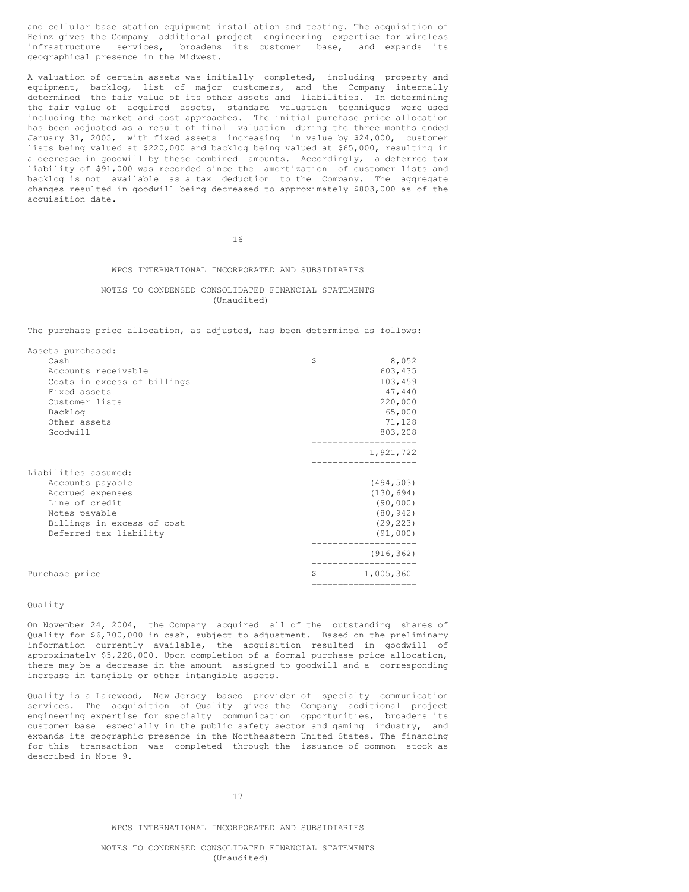and cellular base station equipment installation and testing. The acquisition of Heinz gives the Company additional project engineering expertise for wireless infrastructure services, broadens its customer base, and expands its geographical presence in the Midwest.

A valuation of certain assets was initially completed, including property and equipment, backlog, list of major customers, and the Company internally determined the fair value of its other assets and liabilities. In determining the fair value of acquired assets, standard valuation techniques were used including the market and cost approaches. The initial purchase price allocation has been adjusted as a result of final valuation during the three months ended January 31, 2005, with fixed assets increasing in value by $24,000, customer lists being valued at $220,000 and backlog being valued at $65,000, resulting in a decrease in goodwill by these combined amounts. Accordingly, a deferred tax liability of $91,000 was recorded since the amortization of customer lists and backlog is not available as a tax deduction to the Company. The aggregate changes resulted in goodwill being decreased to approximately $803,000 as of the acquisition date.

WPCS INTERNATIONAL INCORPORATED AND SUBSIDIARIES

NOTES TO CONDENSED CONSOLIDATED FINANCIAL STATEMENTS
(Unaudited)

The purchase price allocation, as adjusted, has been determined as follows:

| | |
|---|---|
| Assets purchased: | |
| Cash | $ 8,052 |
| Accounts receivable | 603,435 |
| Costs in excess of billings | 103,459 |
| Fixed assets | 47,440 |
| Customer lists | 220,000 |
| Backlog | 65,000 |
| Other assets | 71,128 |
| Goodwill | 803,208 |
| | 1,921,722 |
| Liabilities assumed: | |
| Accounts payable | (494,503) |
| Accrued expenses | (130,694) |
| Line of credit | (90,000) |
| Notes payable | (80,942) |
| Billings in excess of cost | (29,223) |
| Deferred tax liability | (91,000) |
| | (916,362) |
| Purchase price | $ 1,005,360 |

Quality

On November 24, 2004, the Company acquired all of the outstanding shares of Quality for $6,700,000 in cash, subject to adjustment. Based on the preliminary information currently available, the acquisition resulted in goodwill of approximately $5,228,000. Upon completion of a formal purchase price allocation, there may be a decrease in the amount assigned to goodwill and a corresponding increase in tangible or other intangible assets.

Quality is a Lakewood, New Jersey based provider of specialty communication services. The acquisition of Quality gives the Company additional project engineering expertise for specialty communication opportunities, broadens its customer base especially in the public safety sector and gaming industry, and expands its geographic presence in the Northeastern United States. The financing for this transaction was completed through the issuance of common stock as described in Note 9.

WPCS INTERNATIONAL INCORPORATED AND SUBSIDIARIES

NOTES TO CONDENSED CONSOLIDATED FINANCIAL STATEMENTS
(Unaudited)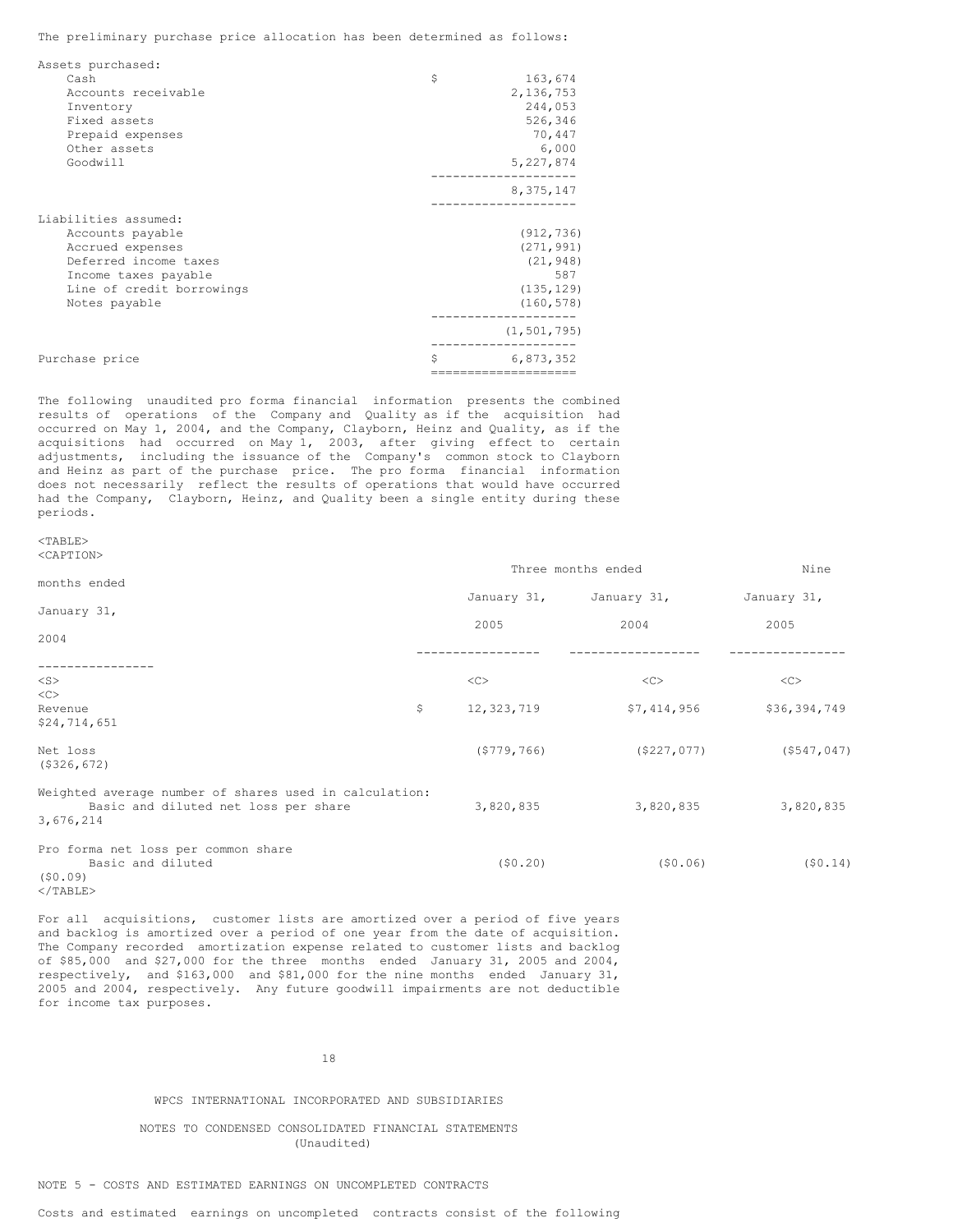The preliminary purchase price allocation has been determined as follows:

| | |
|---|---|
| **Assets purchased:** | |
| Cash | $ 163,674 |
| Accounts receivable | 2,136,753 |
| Inventory | 244,053 |
| Fixed assets | 526,346 |
| Prepaid expenses | 70,447 |
| Other assets | 6,000 |
| Goodwill | 5,227,874 |
| | 8,375,147 |
| **Liabilities assumed:** | |
| Accounts payable | (912,736) |
| Accrued expenses | (271,991) |
| Deferred income taxes | (21,948) |
| Income taxes payable | 587 |
| Line of credit borrowings | (135,129) |
| Notes payable | (160,578) |
| | (1,501,795) |
| Purchase price | $ 6,873,352 |

The following unaudited pro forma financial information presents the combined results of operations of the Company and Quality as if the acquisition had occurred on May 1, 2004, and the Company, Clayborn, Heinz and Quality, as if the acquisitions had occurred on May 1, 2003, after giving effect to certain adjustments, including the issuance of the Company's common stock to Clayborn and Heinz as part of the purchase price. The pro forma financial information does not necessarily reflect the results of operations that would have occurred had the Company, Clayborn, Heinz, and Quality been a single entity during these periods.

| | Three months ended | | Nine months ended | |
|---|---|---|---|---|
| | January 31, 2005 | January 31, 2004 | January 31, 2005 | January 31, 2004 |
| Revenue | $ 12,323,719 | $7,414,956 | $36,394,749 | $24,714,651 |
| Net loss | ($779,766) | ($227,077) | ($547,047) | ($326,672) |
| Weighted average number of shares used in calculation: Basic and diluted net loss per share | 3,820,835 | 3,820,835 | 3,820,835 | 3,676,214 |
| Pro forma net loss per common share Basic and diluted | ($0.20) | ($0.06) | ($0.14) | ($0.09) |

For all acquisitions, customer lists are amortized over a period of five years and backlog is amortized over a period of one year from the date of acquisition. The Company recorded amortization expense related to customer lists and backlog of $85,000 and $27,000 for the three months ended January 31, 2005 and 2004, respectively, and $163,000 and $81,000 for the nine months ended January 31, 2005 and 2004, respectively. Any future goodwill impairments are not deductible for income tax purposes.

WPCS INTERNATIONAL INCORPORATED AND SUBSIDIARIES

NOTES TO CONDENSED CONSOLIDATED FINANCIAL STATEMENTS
(Unaudited)

## NOTE 5 - COSTS AND ESTIMATED EARNINGS ON UNCOMPLETED CONTRACTS

Costs and estimated earnings on uncompleted contracts consist of the following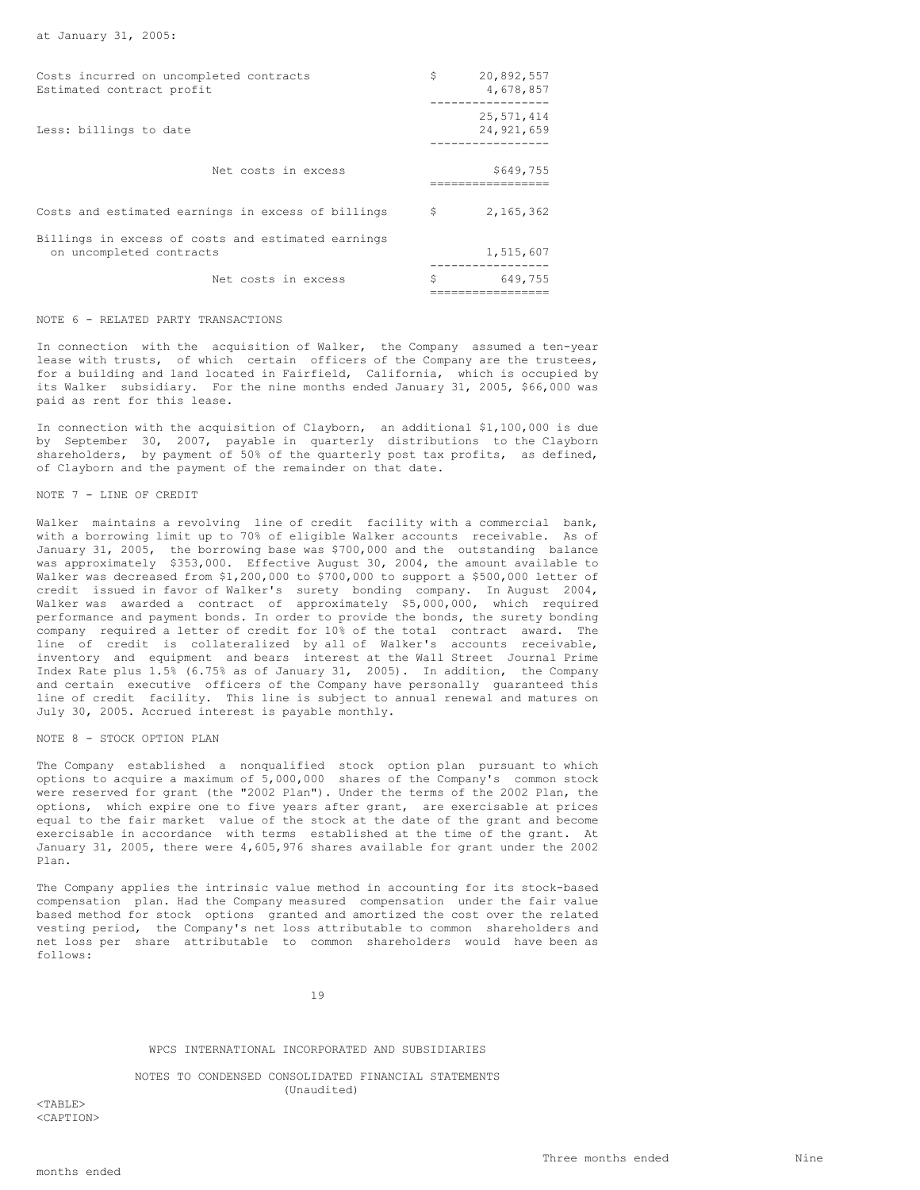at January 31, 2005:

| | |
|---|---|
| Costs incurred on uncompleted contracts | $ 20,892,557 |
| Estimated contract profit | 4,678,857 |
| | 25,571,414 |
| Less: billings to date | 24,921,659 |
| Net costs in excess | $649,755 |

| | |
|---|---|
| Costs and estimated earnings in excess of billings | $ 2,165,362 |
| Billings in excess of costs and estimated earnings on uncompleted contracts | 1,515,607 |
| Net costs in excess | $ 649,755 |

NOTE 6 - RELATED PARTY TRANSACTIONS

In connection with the acquisition of Walker, the Company assumed a ten-year lease with trusts, of which certain officers of the Company are the trustees, for a building and land located in Fairfield, California, which is occupied by its Walker subsidiary. For the nine months ended January 31, 2005, $66,000 was paid as rent for this lease.

In connection with the acquisition of Clayborn, an additional $1,100,000 is due by September 30, 2007, payable in quarterly distributions to the Clayborn shareholders, by payment of 50% of the quarterly post tax profits, as defined, of Clayborn and the payment of the remainder on that date.

NOTE 7 - LINE OF CREDIT

Walker maintains a revolving line of credit facility with a commercial bank, with a borrowing limit up to 70% of eligible Walker accounts receivable. As of January 31, 2005, the borrowing base was $700,000 and the outstanding balance was approximately $353,000. Effective August 30, 2004, the amount available to Walker was decreased from $1,200,000 to $700,000 to support a $500,000 letter of credit issued in favor of Walker's surety bonding company. In August 2004, Walker was awarded a contract of approximately $5,000,000, which required performance and payment bonds. In order to provide the bonds, the surety bonding company required a letter of credit for 10% of the total contract award. The line of credit is collateralized by all of Walker's accounts receivable, inventory and equipment and bears interest at the Wall Street Journal Prime Index Rate plus 1.5% (6.75% as of January 31, 2005). In addition, the Company and certain executive officers of the Company have personally guaranteed this line of credit facility. This line is subject to annual renewal and matures on July 30, 2005. Accrued interest is payable monthly.

NOTE 8 - STOCK OPTION PLAN

The Company established a nonqualified stock option plan pursuant to which options to acquire a maximum of 5,000,000 shares of the Company's common stock were reserved for grant (the "2002 Plan"). Under the terms of the 2002 Plan, the options, which expire one to five years after grant, are exercisable at prices equal to the fair market value of the stock at the date of the grant and become exercisable in accordance with terms established at the time of the grant. At January 31, 2005, there were 4,605,976 shares available for grant under the 2002 Plan.

The Company applies the intrinsic value method in accounting for its stock-based compensation plan. Had the Company measured compensation under the fair value based method for stock options granted and amortized the cost over the related vesting period, the Company's net loss attributable to common shareholders and net loss per share attributable to common shareholders would have been as follows:

WPCS INTERNATIONAL INCORPORATED AND SUBSIDIARIES

NOTES TO CONDENSED CONSOLIDATED FINANCIAL STATEMENTS
(Unaudited)

| | Three months ended | Nine months ended |
|---|---|---|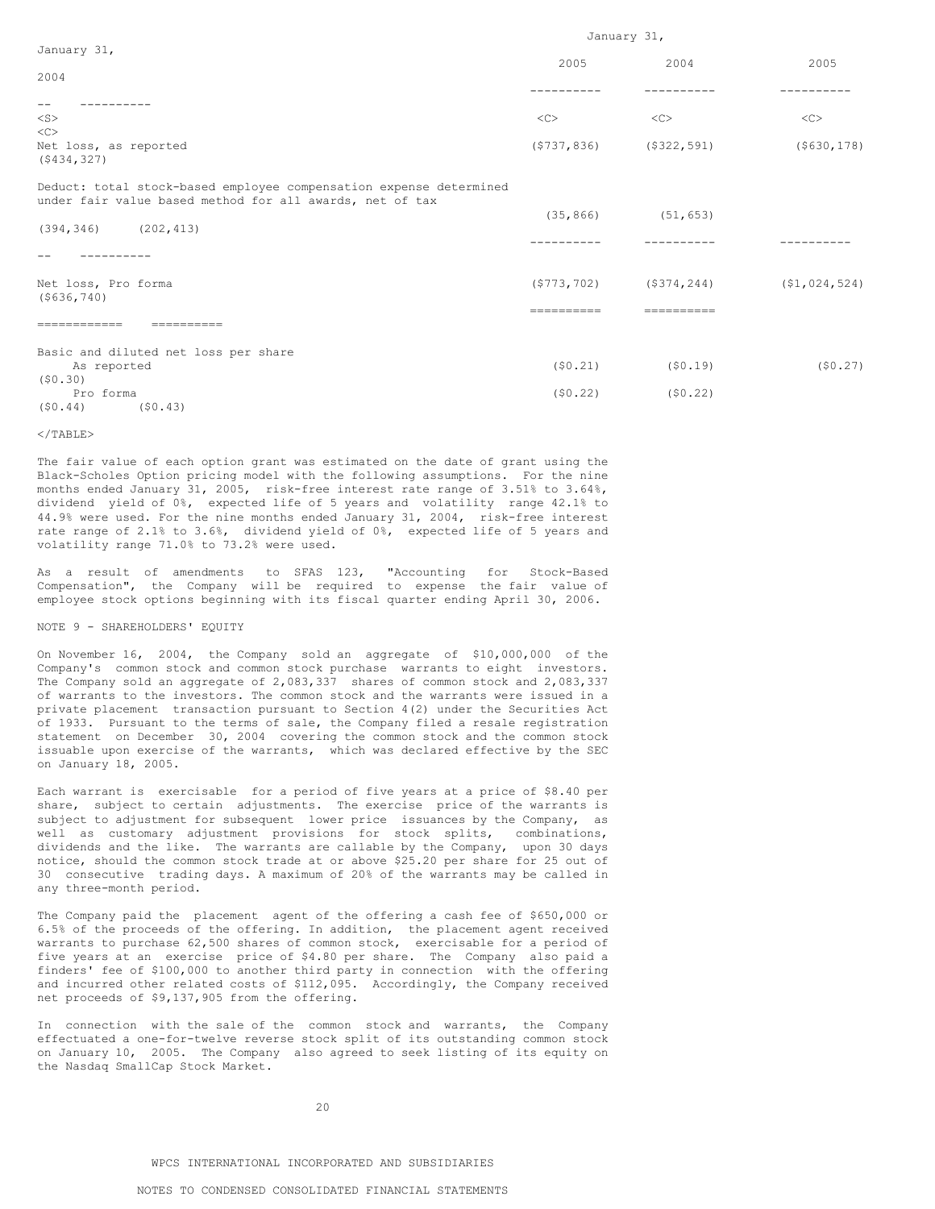| | January 31, | | January 31, | |
|---|---|---|---|---|
| | 2005 | 2004 | 2005 | 2004 |
| Net loss, as reported | ($737,836) | ($322,591) | ($630,178) | ($434,327) |
| Deduct: total stock-based employee compensation expense determined under fair value based method for all awards, net of tax | (35,866) | (51,653) | (394,346) | (202,413) |
| Net loss, Pro forma | ($773,702) | ($374,244) | ($1,024,524) | ($636,740) |
| Basic and diluted net loss per share | | | | |
| As reported | ($0.21) | ($0.19) | ($0.27) | ($0.30) |
| Pro forma | ($0.22) | ($0.22) | ($0.44) | ($0.43) |

The fair value of each option grant was estimated on the date of grant using the Black-Scholes Option pricing model with the following assumptions. For the nine months ended January 31, 2005, risk-free interest rate range of 3.51% to 3.64%, dividend yield of 0%, expected life of 5 years and volatility range 42.1% to 44.9% were used. For the nine months ended January 31, 2004, risk-free interest rate range of 2.1% to 3.6%, dividend yield of 0%, expected life of 5 years and volatility range 71.0% to 73.2% were used.

As a result of amendments to SFAS 123, "Accounting for Stock-Based Compensation", the Company will be required to expense the fair value of employee stock options beginning with its fiscal quarter ending April 30, 2006.

NOTE 9 - SHAREHOLDERS' EQUITY

On November 16, 2004, the Company sold an aggregate of $10,000,000 of the Company's common stock and common stock purchase warrants to eight investors. The Company sold an aggregate of 2,083,337 shares of common stock and 2,083,337 of warrants to the investors. The common stock and the warrants were issued in a private placement transaction pursuant to Section 4(2) under the Securities Act of 1933. Pursuant to the terms of sale, the Company filed a resale registration statement on December 30, 2004 covering the common stock and the common stock issuable upon exercise of the warrants, which was declared effective by the SEC on January 18, 2005.

Each warrant is exercisable for a period of five years at a price of $8.40 per share, subject to certain adjustments. The exercise price of the warrants is subject to adjustment for subsequent lower price issuances by the Company, as well as customary adjustment provisions for stock splits, combinations, dividends and the like. The warrants are callable by the Company, upon 30 days notice, should the common stock trade at or above $25.20 per share for 25 out of 30 consecutive trading days. A maximum of 20% of the warrants may be called in any three-month period.

The Company paid the placement agent of the offering a cash fee of $650,000 or 6.5% of the proceeds of the offering. In addition, the placement agent received warrants to purchase 62,500 shares of common stock, exercisable for a period of five years at an exercise price of $4.80 per share. The Company also paid a finders' fee of $100,000 to another third party in connection with the offering and incurred other related costs of $112,095. Accordingly, the Company received net proceeds of $9,137,905 from the offering.

In connection with the sale of the common stock and warrants, the Company effectuated a one-for-twelve reverse stock split of its outstanding common stock on January 10, 2005. The Company also agreed to seek listing of its equity on the Nasdaq SmallCap Stock Market.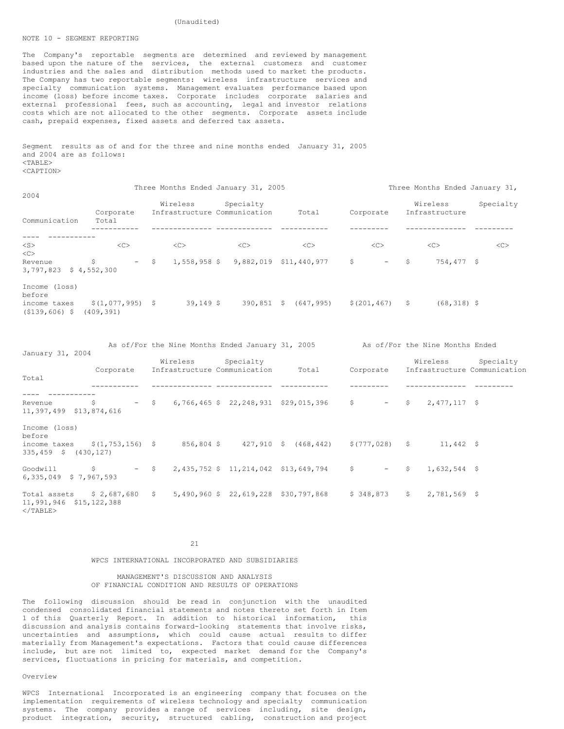(Unaudited)

NOTE 10 - SEGMENT REPORTING

The Company's reportable segments are determined and reviewed by management based upon the nature of the services, the external customers and customer industries and the sales and distribution methods used to market the products. The Company has two reportable segments: wireless infrastructure services and specialty communication systems. Management evaluates performance based upon income (loss) before income taxes. Corporate includes corporate salaries and external professional fees, such as accounting, legal and investor relations costs which are not allocated to the other segments. Corporate assets include cash, prepaid expenses, fixed assets and deferred tax assets.

Segment results as of and for the three and nine months ended January 31, 2005 and 2004 are as follows:

| | Three Months Ended January 31, 2005 | | | | Three Months Ended January 31, 2004 | | | |
|---|---|---|---|---|---|---|---|---|
| | Corporate | Wireless Infrastructure | Specialty Communication | Total | Corporate | Wireless Infrastructure | Specialty Communication | Total |
| Revenue | $ - | $ 1,558,958 | $ 9,882,019 | $11,440,977 | $ - | $ 754,477 | $ 3,797,823 | $ 4,552,300 |
| Income (loss) before income taxes | $(1,077,995) | $ 39,149 | $ 390,851 | $ (647,995) | $(201,467) | $ (68,318) | $ ($139,606) | $ (409,391) |

| | As of/For the Nine Months Ended January 31, 2005 | | | | As of/For the Nine Months Ended January 31, 2004 | | | |
|---|---|---|---|---|---|---|---|---|
| | Corporate | Wireless Infrastructure | Specialty Communication | Total | Corporate | Wireless Infrastructure | Specialty Communication | Total |
| Revenue | $ - | $ 6,766,465 | $ 22,248,931 | $29,015,396 | $ - | $ 2,477,117 | $ 11,397,499 | $13,874,616 |
| Income (loss) before income taxes | $(1,753,156) | $ 856,804 | $ 427,910 | $ (468,442) | $(777,028) | $ 11,442 | $ 335,459 | $ (430,127) |
| Goodwill | $ - | $ 2,435,752 | $ 11,214,042 | $13,649,794 | $ - | $ 1,632,544 | $ 6,335,049 | $ 7,967,593 |
| Total assets | $ 2,687,680 | $ 5,490,960 | $ 22,619,228 | $30,797,868 | $ 348,873 | $ 2,781,569 | $ 11,991,946 | $15,122,388 |

WPCS INTERNATIONAL INCORPORATED AND SUBSIDIARIES

MANAGEMENT'S DISCUSSION AND ANALYSIS
OF FINANCIAL CONDITION AND RESULTS OF OPERATIONS

The following discussion should be read in conjunction with the unaudited condensed consolidated financial statements and notes thereto set forth in Item 1 of this Quarterly Report. In addition to historical information, this discussion and analysis contains forward-looking statements that involve risks, uncertainties and assumptions, which could cause actual results to differ materially from Management's expectations. Factors that could cause differences include, but are not limited to, expected market demand for the Company's services, fluctuations in pricing for materials, and competition.

Overview

WPCS International Incorporated is an engineering company that focuses on the implementation requirements of wireless technology and specialty communication systems. The company provides a range of services including, site design, product integration, security, structured cabling, construction and project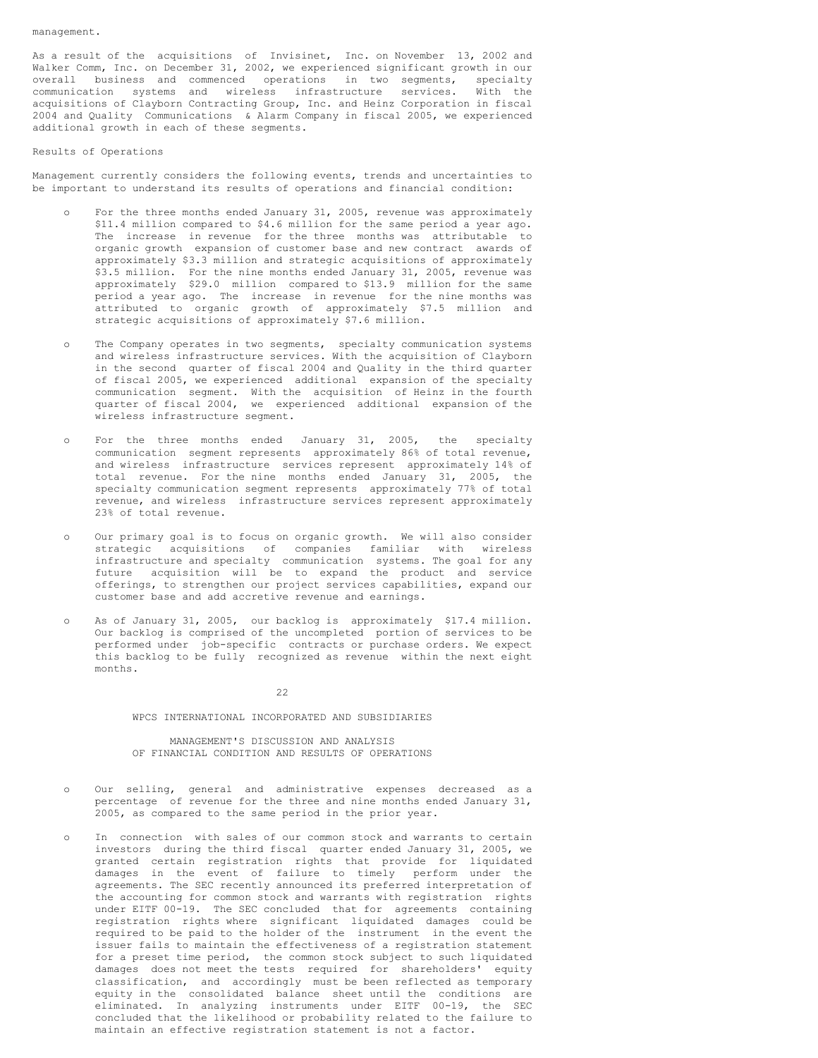management.

As a result of the acquisitions of Invisinet, Inc. on November 13, 2002 and Walker Comm, Inc. on December 31, 2002, we experienced significant growth in our overall business and commenced operations in two segments, specialty communication systems and wireless infrastructure services. With the acquisitions of Clayborn Contracting Group, Inc. and Heinz Corporation in fiscal 2004 and Quality Communications & Alarm Company in fiscal 2005, we experienced additional growth in each of these segments.

Results of Operations

Management currently considers the following events, trends and uncertainties to be important to understand its results of operations and financial condition:

- For the three months ended January 31, 2005, revenue was approximately $11.4 million compared to $4.6 million for the same period a year ago. The increase in revenue for the three months was attributable to organic growth expansion of customer base and new contract awards of approximately $3.3 million and strategic acquisitions of approximately $3.5 million. For the nine months ended January 31, 2005, revenue was approximately $29.0 million compared to $13.9 million for the same period a year ago. The increase in revenue for the nine months was attributed to organic growth of approximately $7.5 million and strategic acquisitions of approximately $7.6 million.

- The Company operates in two segments, specialty communication systems and wireless infrastructure services. With the acquisition of Clayborn in the second quarter of fiscal 2004 and Quality in the third quarter of fiscal 2005, we experienced additional expansion of the specialty communication segment. With the acquisition of Heinz in the fourth quarter of fiscal 2004, we experienced additional expansion of the wireless infrastructure segment.

- For the three months ended January 31, 2005, the specialty communication segment represents approximately 86% of total revenue, and wireless infrastructure services represent approximately 14% of total revenue. For the nine months ended January 31, 2005, the specialty communication segment represents approximately 77% of total revenue, and wireless infrastructure services represent approximately 23% of total revenue.

- Our primary goal is to focus on organic growth. We will also consider strategic acquisitions of companies familiar with wireless infrastructure and specialty communication systems. The goal for any future acquisition will be to expand the product and service offerings, to strengthen our project services capabilities, expand our customer base and add accretive revenue and earnings.

- As of January 31, 2005, our backlog is approximately $17.4 million. Our backlog is comprised of the uncompleted portion of services to be performed under job-specific contracts or purchase orders. We expect this backlog to be fully recognized as revenue within the next eight months.

WPCS INTERNATIONAL INCORPORATED AND SUBSIDIARIES

MANAGEMENT'S DISCUSSION AND ANALYSIS
OF FINANCIAL CONDITION AND RESULTS OF OPERATIONS

- Our selling, general and administrative expenses decreased as a percentage of revenue for the three and nine months ended January 31, 2005, as compared to the same period in the prior year.

- In connection with sales of our common stock and warrants to certain investors during the third fiscal quarter ended January 31, 2005, we granted certain registration rights that provide for liquidated damages in the event of failure to timely perform under the agreements. The SEC recently announced its preferred interpretation of the accounting for common stock and warrants with registration rights under EITF 00-19. The SEC concluded that for agreements containing registration rights where significant liquidated damages could be required to be paid to the holder of the instrument in the event the issuer fails to maintain the effectiveness of a registration statement for a preset time period, the common stock subject to such liquidated damages does not meet the tests required for shareholders' equity classification, and accordingly must be been reflected as temporary equity in the consolidated balance sheet until the conditions are eliminated. In analyzing instruments under EITF 00-19, the SEC concluded that the likelihood or probability related to the failure to maintain an effective registration statement is not a factor.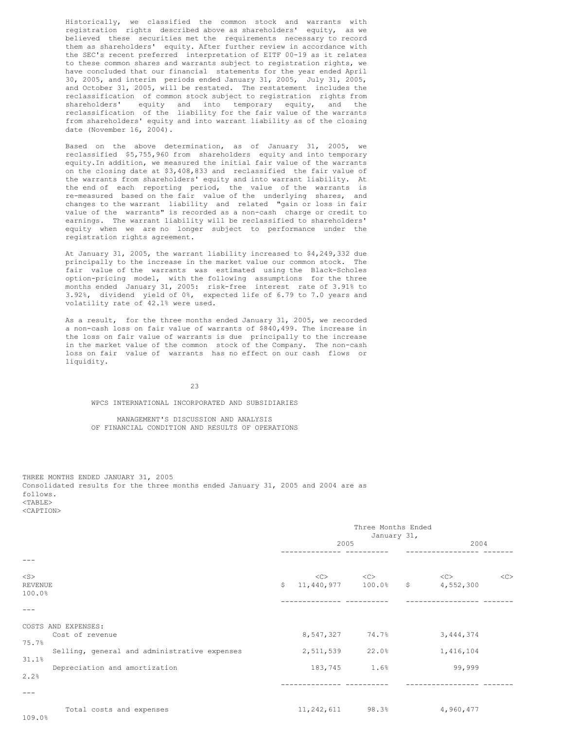Historically, we classified the common stock and warrants with registration rights described above as shareholders' equity, as we believed these securities met the requirements necessary to record them as shareholders' equity. After further review in accordance with the SEC's recent preferred interpretation of EITF 00-19 as it relates to these common shares and warrants subject to registration rights, we have concluded that our financial statements for the year ended April 30, 2005, and interim periods ended January 31, 2005, July 31, 2005, and October 31, 2005, will be restated. The restatement includes the reclassification of common stock subject to registration rights from shareholders' equity and into temporary equity, and the reclassification of the liability for the fair value of the warrants from shareholders' equity and into warrant liability as of the closing date (November 16, 2004).

Based on the above determination, as of January 31, 2005, we reclassified $5,755,960 from shareholders equity and into temporary equity.In addition, we measured the initial fair value of the warrants on the closing date at $3,408,833 and reclassified the fair value of the warrants from shareholders' equity and into warrant liability. At the end of each reporting period, the value of the warrants is re-measured based on the fair value of the underlying shares, and changes to the warrant liability and related "gain or loss in fair value of the warrants" is recorded as a non-cash charge or credit to earnings. The warrant liability will be reclassified to shareholders' equity when we are no longer subject to performance under the registration rights agreement.

At January 31, 2005, the warrant liability increased to $4,249,332 due principally to the increase in the market value our common stock. The fair value of the warrants was estimated using the Black-Scholes option-pricing model, with the following assumptions for the three months ended January 31, 2005: risk-free interest rate of 3.91% to 3.92%, dividend yield of 0%, expected life of 6.79 to 7.0 years and volatility rate of 42.1% were used.

As a result, for the three months ended January 31, 2005, we recorded a non-cash loss on fair value of warrants of $840,499. The increase in the loss on fair value of warrants is due principally to the increase in the market value of the common stock of the Company. The non-cash loss on fair value of warrants has no effect on our cash flows or liquidity.

WPCS INTERNATIONAL INCORPORATED AND SUBSIDIARIES

MANAGEMENT'S DISCUSSION AND ANALYSIS OF FINANCIAL CONDITION AND RESULTS OF OPERATIONS

THREE MONTHS ENDED JANUARY 31, 2005

Consolidated results for the three months ended January 31, 2005 and 2004 are as follows.

| | Three Months Ended January 31, 2005 | | Three Months Ended January 31, 2004 | |
|---|---|---|---|---|
| REVENUE | $ 11,440,977 | 100.0% | $ 4,552,300 | 100.0% |
| COSTS AND EXPENSES: | | | | |
| Cost of revenue | 8,547,327 | 74.7% | 3,444,374 | 75.7% |
| Selling, general and administrative expenses | 2,511,539 | 22.0% | 1,416,104 | 31.1% |
| Depreciation and amortization | 183,745 | 1.6% | 99,999 | 2.2% |
| Total costs and expenses | 11,242,611 | 98.3% | 4,960,477 | 109.0% |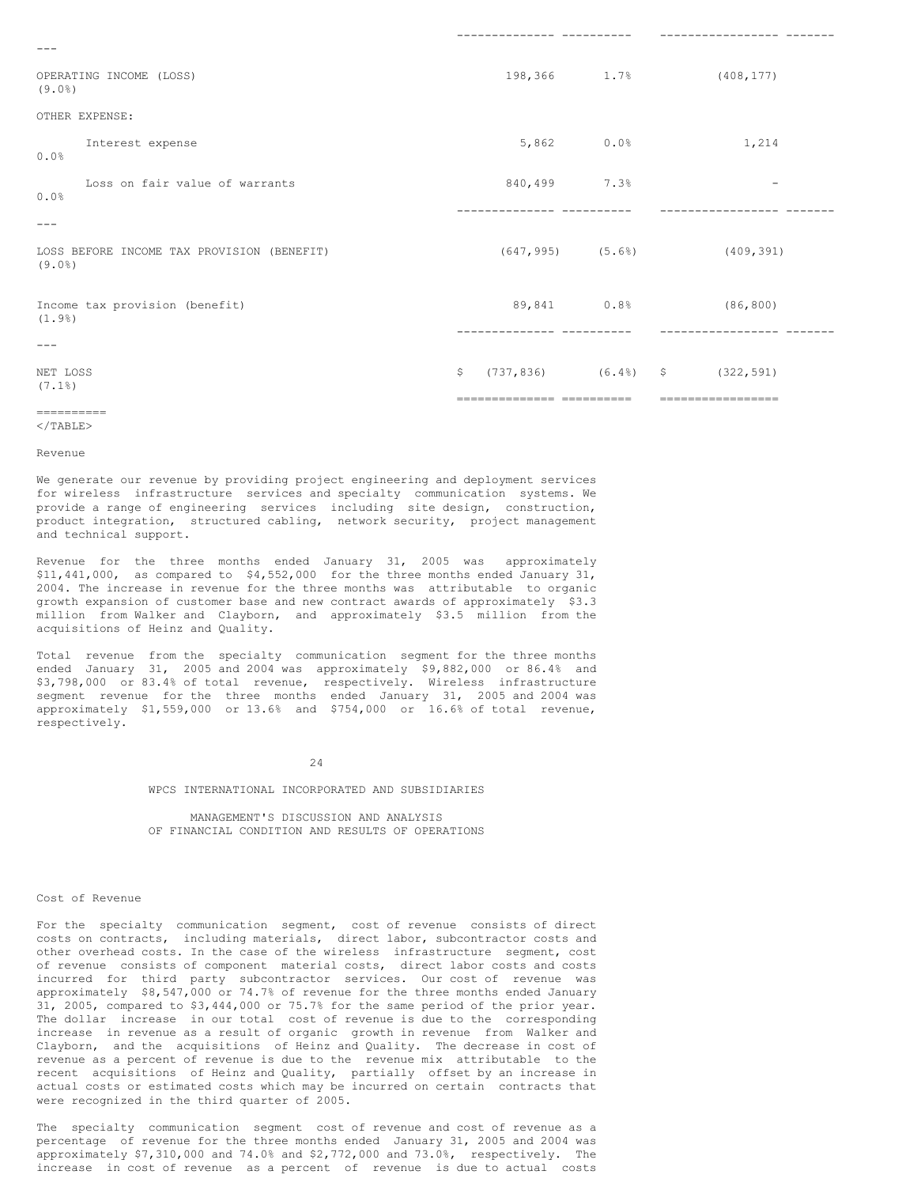| | | | | |
|---|---|---|---|---|
| OPERATING INCOME (LOSS) | 198,366 | 1.7% | (408,177) | (9.0%) |
| OTHER EXPENSE: | | | | |
| Interest expense | 5,862 | 0.0% | 1,214 | 0.0% |
| Loss on fair value of warrants | 840,499 | 7.3% | - | 0.0% |
| LOSS BEFORE INCOME TAX PROVISION (BENEFIT) | (647,995) | (5.6%) | (409,391) | (9.0%) |
| Income tax provision (benefit) | 89,841 | 0.8% | (86,800) | (1.9%) |
| NET LOSS | $ (737,836) | (6.4%) | $ (322,591) | (7.1%) |

Revenue

We generate our revenue by providing project engineering and deployment services for wireless infrastructure services and specialty communication systems. We provide a range of engineering services including site design, construction, product integration, structured cabling, network security, project management and technical support.

Revenue for the three months ended January 31, 2005 was approximately $11,441,000, as compared to $4,552,000 for the three months ended January 31, 2004. The increase in revenue for the three months was attributable to organic growth expansion of customer base and new contract awards of approximately $3.3 million from Walker and Clayborn, and approximately $3.5 million from the acquisitions of Heinz and Quality.

Total revenue from the specialty communication segment for the three months ended January 31, 2005 and 2004 was approximately $9,882,000 or 86.4% and $3,798,000 or 83.4% of total revenue, respectively. Wireless infrastructure segment revenue for the three months ended January 31, 2005 and 2004 was approximately $1,559,000 or 13.6% and $754,000 or 16.6% of total revenue, respectively.

WPCS INTERNATIONAL INCORPORATED AND SUBSIDIARIES

MANAGEMENT'S DISCUSSION AND ANALYSIS
OF FINANCIAL CONDITION AND RESULTS OF OPERATIONS

Cost of Revenue

For the specialty communication segment, cost of revenue consists of direct costs on contracts, including materials, direct labor, subcontractor costs and other overhead costs. In the case of the wireless infrastructure segment, cost of revenue consists of component material costs, direct labor costs and costs incurred for third party subcontractor services. Our cost of revenue was approximately $8,547,000 or 74.7% of revenue for the three months ended January 31, 2005, compared to $3,444,000 or 75.7% for the same period of the prior year. The dollar increase in our total cost of revenue is due to the corresponding increase in revenue as a result of organic growth in revenue from Walker and Clayborn, and the acquisitions of Heinz and Quality. The decrease in cost of revenue as a percent of revenue is due to the revenue mix attributable to the recent acquisitions of Heinz and Quality, partially offset by an increase in actual costs or estimated costs which may be incurred on certain contracts that were recognized in the third quarter of 2005.

The specialty communication segment cost of revenue and cost of revenue as a percentage of revenue for the three months ended January 31, 2005 and 2004 was approximately $7,310,000 and 74.0% and $2,772,000 and 73.0%, respectively. The increase in cost of revenue as a percent of revenue is due to actual costs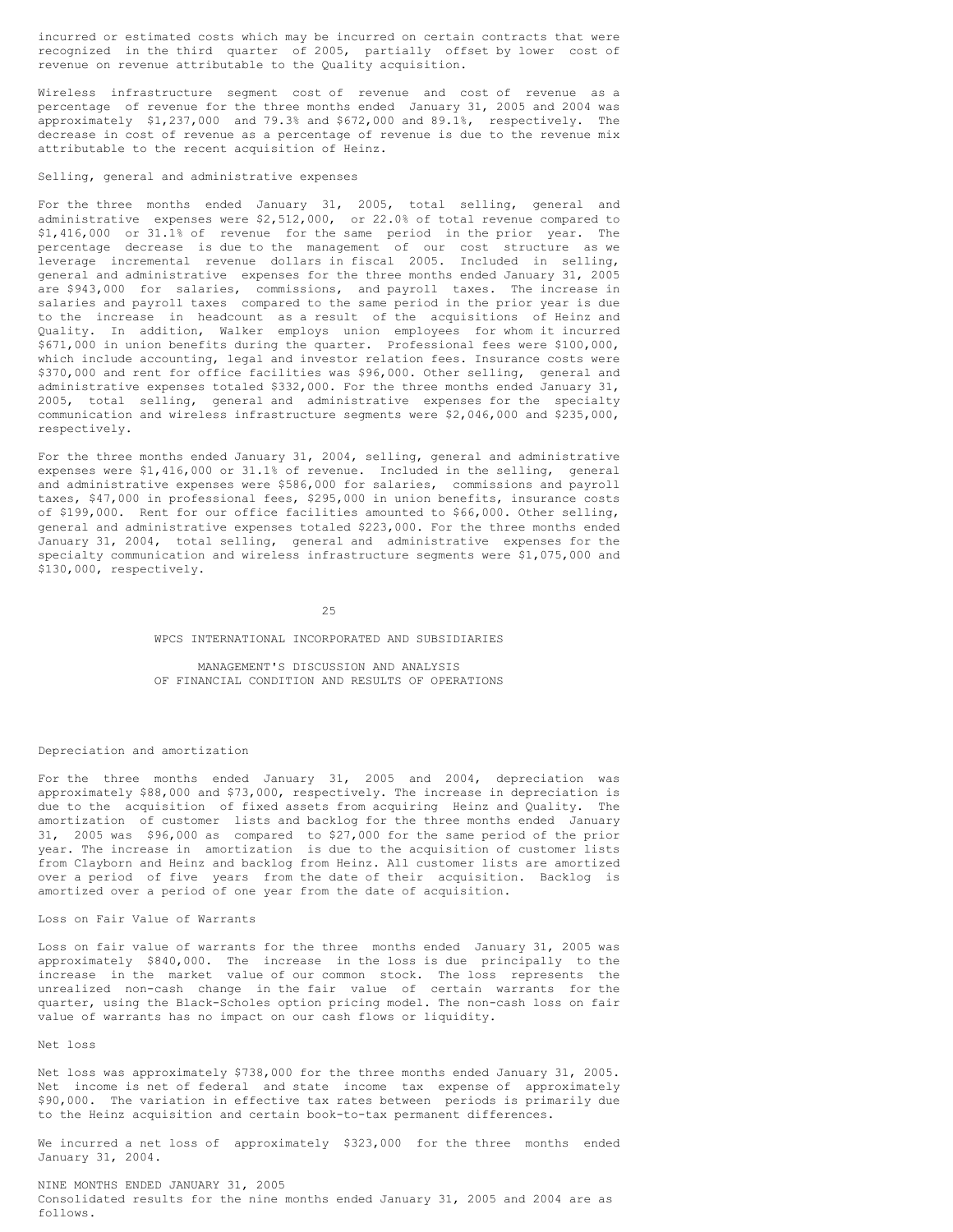incurred or estimated costs which may be incurred on certain contracts that were recognized in the third quarter of 2005, partially offset by lower cost of revenue on revenue attributable to the Quality acquisition.

Wireless infrastructure segment cost of revenue and cost of revenue as a percentage of revenue for the three months ended January 31, 2005 and 2004 was approximately $1,237,000 and 79.3% and $672,000 and 89.1%, respectively. The decrease in cost of revenue as a percentage of revenue is due to the revenue mix attributable to the recent acquisition of Heinz.

Selling, general and administrative expenses

For the three months ended January 31, 2005, total selling, general and administrative expenses were $2,512,000, or 22.0% of total revenue compared to $1,416,000 or 31.1% of revenue for the same period in the prior year. The percentage decrease is due to the management of our cost structure as we leverage incremental revenue dollars in fiscal 2005. Included in selling, general and administrative expenses for the three months ended January 31, 2005 are $943,000 for salaries, commissions, and payroll taxes. The increase in salaries and payroll taxes compared to the same period in the prior year is due to the increase in headcount as a result of the acquisitions of Heinz and Quality. In addition, Walker employs union employees for whom it incurred $671,000 in union benefits during the quarter. Professional fees were $100,000, which include accounting, legal and investor relation fees. Insurance costs were $370,000 and rent for office facilities was $96,000. Other selling, general and administrative expenses totaled $332,000. For the three months ended January 31, 2005, total selling, general and administrative expenses for the specialty communication and wireless infrastructure segments were $2,046,000 and $235,000, respectively.

For the three months ended January 31, 2004, selling, general and administrative expenses were $1,416,000 or 31.1% of revenue. Included in the selling, general and administrative expenses were $586,000 for salaries, commissions and payroll taxes, $47,000 in professional fees, $295,000 in union benefits, insurance costs of $199,000. Rent for our office facilities amounted to $66,000. Other selling, general and administrative expenses totaled $223,000. For the three months ended January 31, 2004, total selling, general and administrative expenses for the specialty communication and wireless infrastructure segments were $1,075,000 and $130,000, respectively.

Depreciation and amortization

For the three months ended January 31, 2005 and 2004, depreciation was approximately $88,000 and $73,000, respectively. The increase in depreciation is due to the acquisition of fixed assets from acquiring Heinz and Quality. The amortization of customer lists and backlog for the three months ended January 31, 2005 was $96,000 as compared to $27,000 for the same period of the prior year. The increase in amortization is due to the acquisition of customer lists from Clayborn and Heinz and backlog from Heinz. All customer lists are amortized over a period of five years from the date of their acquisition. Backlog is amortized over a period of one year from the date of acquisition.

Loss on Fair Value of Warrants

Loss on fair value of warrants for the three months ended January 31, 2005 was approximately $840,000. The increase in the loss is due principally to the increase in the market value of our common stock. The loss represents the unrealized non-cash change in the fair value of certain warrants for the quarter, using the Black-Scholes option pricing model. The non-cash loss on fair value of warrants has no impact on our cash flows or liquidity.

Net loss

Net loss was approximately $738,000 for the three months ended January 31, 2005. Net income is net of federal and state income tax expense of approximately $90,000. The variation in effective tax rates between periods is primarily due to the Heinz acquisition and certain book-to-tax permanent differences.

We incurred a net loss of approximately $323,000 for the three months ended January 31, 2004.

NINE MONTHS ENDED JANUARY 31, 2005

Consolidated results for the nine months ended January 31, 2005 and 2004 are as follows.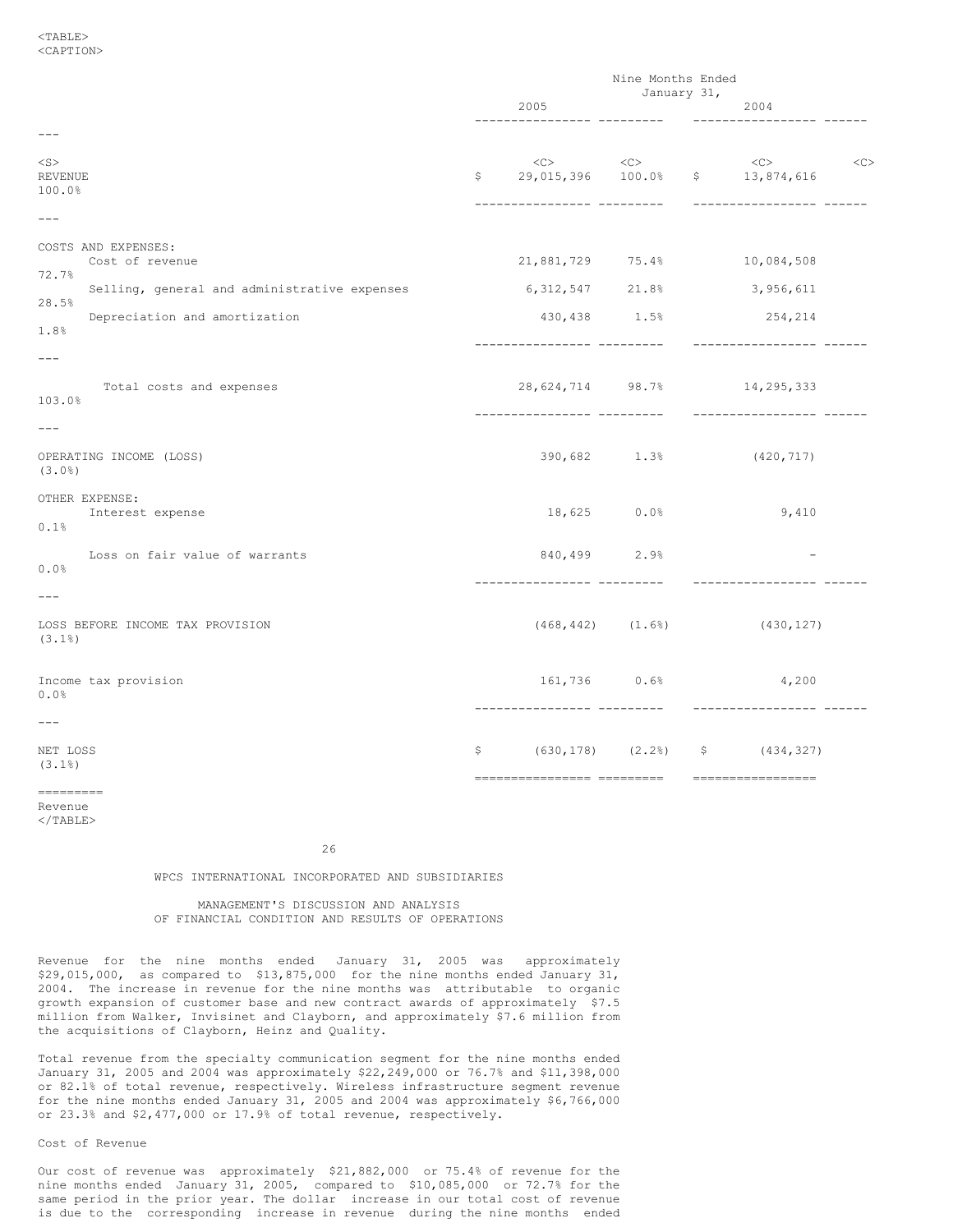| | Nine Months Ended January 31, | | | |
|---|---|---|---|---|
| | 2005 | | 2004 | |
| REVENUE | $ 29,015,396 | 100.0% | $ 13,874,616 | 100.0% |
| COSTS AND EXPENSES: | | | | |
| Cost of revenue | 21,881,729 | 75.4% | 10,084,508 | 72.7% |
| Selling, general and administrative expenses | 6,312,547 | 21.8% | 3,956,611 | 28.5% |
| Depreciation and amortization | 430,438 | 1.5% | 254,214 | 1.8% |
| Total costs and expenses | 28,624,714 | 98.7% | 14,295,333 | 103.0% |
| OPERATING INCOME (LOSS) | 390,682 | 1.3% | (420,717) | (3.0%) |
| OTHER EXPENSE: | | | | |
| Interest expense | 18,625 | 0.0% | 9,410 | 0.1% |
| Loss on fair value of warrants | 840,499 | 2.9% | - | 0.0% |
| LOSS BEFORE INCOME TAX PROVISION | (468,442) | (1.6%) | (430,127) | (3.1%) |
| Income tax provision | 161,736 | 0.6% | 4,200 | 0.0% |
| NET LOSS | $ (630,178) | (2.2%) | $ (434,327) | (3.1%) |

Revenue

WPCS INTERNATIONAL INCORPORATED AND SUBSIDIARIES

MANAGEMENT'S DISCUSSION AND ANALYSIS OF FINANCIAL CONDITION AND RESULTS OF OPERATIONS

Revenue for the nine months ended January 31, 2005 was approximately $29,015,000, as compared to $13,875,000 for the nine months ended January 31, 2004. The increase in revenue for the nine months was attributable to organic growth expansion of customer base and new contract awards of approximately $7.5 million from Walker, Invisinet and Clayborn, and approximately $7.6 million from the acquisitions of Clayborn, Heinz and Quality.

Total revenue from the specialty communication segment for the nine months ended January 31, 2005 and 2004 was approximately $22,249,000 or 76.7% and $11,398,000 or 82.1% of total revenue, respectively. Wireless infrastructure segment revenue for the nine months ended January 31, 2005 and 2004 was approximately $6,766,000 or 23.3% and $2,477,000 or 17.9% of total revenue, respectively.

Cost of Revenue

Our cost of revenue was approximately $21,882,000 or 75.4% of revenue for the nine months ended January 31, 2005, compared to $10,085,000 or 72.7% for the same period in the prior year. The dollar increase in our total cost of revenue is due to the corresponding increase in revenue during the nine months ended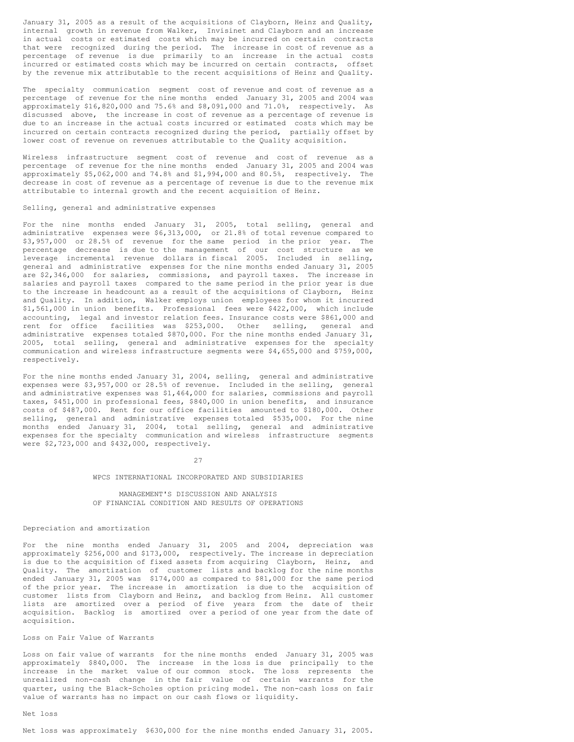January 31, 2005 as a result of the acquisitions of Clayborn, Heinz and Quality, internal growth in revenue from Walker, Invisinet and Clayborn and an increase in actual costs or estimated costs which may be incurred on certain contracts that were recognized during the period. The increase in cost of revenue as a percentage of revenue is due primarily to an increase in the actual costs incurred or estimated costs which may be incurred on certain contracts, offset by the revenue mix attributable to the recent acquisitions of Heinz and Quality.

The specialty communication segment cost of revenue and cost of revenue as a percentage of revenue for the nine months ended January 31, 2005 and 2004 was approximately $16,820,000 and 75.6% and $8,091,000 and 71.0%, respectively. As discussed above, the increase in cost of revenue as a percentage of revenue is due to an increase in the actual costs incurred or estimated costs which may be incurred on certain contracts recognized during the period, partially offset by lower cost of revenue on revenues attributable to the Quality acquisition.

Wireless infrastructure segment cost of revenue and cost of revenue as a percentage of revenue for the nine months ended January 31, 2005 and 2004 was approximately $5,062,000 and 74.8% and $1,994,000 and 80.5%, respectively. The decrease in cost of revenue as a percentage of revenue is due to the revenue mix attributable to internal growth and the recent acquisition of Heinz.

Selling, general and administrative expenses

For the nine months ended January 31, 2005, total selling, general and administrative expenses were $6,313,000, or 21.8% of total revenue compared to $3,957,000 or 28.5% of revenue for the same period in the prior year. The percentage decrease is due to the management of our cost structure as we leverage incremental revenue dollars in fiscal 2005. Included in selling, general and administrative expenses for the nine months ended January 31, 2005 are $2,346,000 for salaries, commissions, and payroll taxes. The increase in salaries and payroll taxes compared to the same period in the prior year is due to the increase in headcount as a result of the acquisitions of Clayborn, Heinz and Quality. In addition, Walker employs union employees for whom it incurred $1,561,000 in union benefits. Professional fees were $422,000, which include accounting, legal and investor relation fees. Insurance costs were $861,000 and rent for office facilities was $253,000. Other selling, general and administrative expenses totaled $870,000. For the nine months ended January 31, 2005, total selling, general and administrative expenses for the specialty communication and wireless infrastructure segments were $4,655,000 and $759,000, respectively.

For the nine months ended January 31, 2004, selling, general and administrative expenses were $3,957,000 or 28.5% of revenue. Included in the selling, general and administrative expenses was $1,464,000 for salaries, commissions and payroll taxes, $451,000 in professional fees, $840,000 in union benefits, and insurance costs of $487,000. Rent for our office facilities amounted to $180,000. Other selling, general and administrative expenses totaled $535,000. For the nine months ended January 31, 2004, total selling, general and administrative expenses for the specialty communication and wireless infrastructure segments were $2,723,000 and $432,000, respectively.

Depreciation and amortization

For the nine months ended January 31, 2005 and 2004, depreciation was approximately $256,000 and $173,000, respectively. The increase in depreciation is due to the acquisition of fixed assets from acquiring Clayborn, Heinz, and Quality. The amortization of customer lists and backlog for the nine months ended January 31, 2005 was $174,000 as compared to $81,000 for the same period of the prior year. The increase in amortization is due to the acquisition of customer lists from Clayborn and Heinz, and backlog from Heinz. All customer lists are amortized over a period of five years from the date of their acquisition. Backlog is amortized over a period of one year from the date of acquisition.

Loss on Fair Value of Warrants

Loss on fair value of warrants for the nine months ended January 31, 2005 was approximately $840,000. The increase in the loss is due principally to the increase in the market value of our common stock. The loss represents the unrealized non-cash change in the fair value of certain warrants for the quarter, using the Black-Scholes option pricing model. The non-cash loss on fair value of warrants has no impact on our cash flows or liquidity.

Net loss

Net loss was approximately $630,000 for the nine months ended January 31, 2005.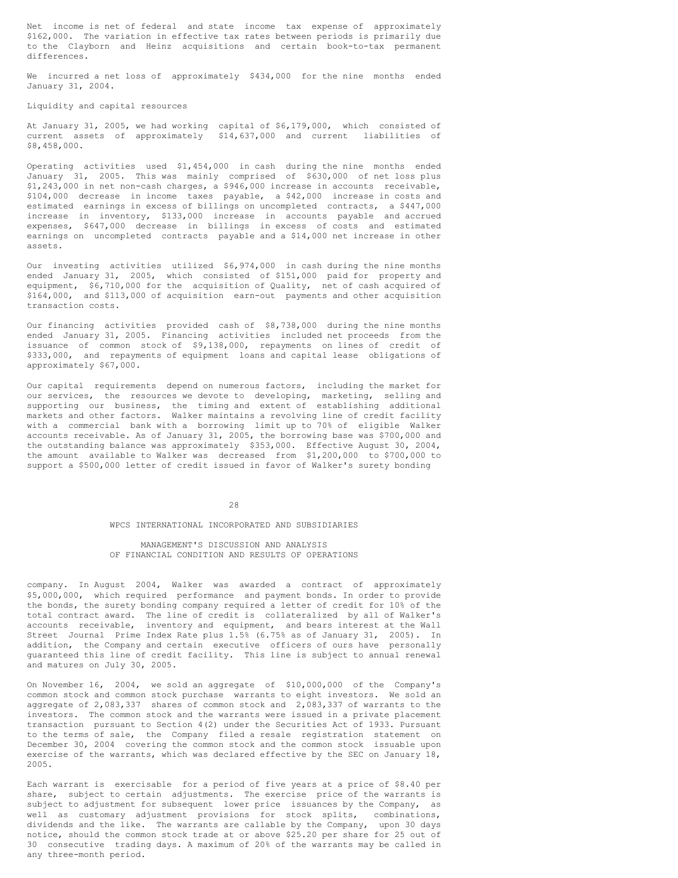Net income is net of federal and state income tax expense of approximately $162,000. The variation in effective tax rates between periods is primarily due to the Clayborn and Heinz acquisitions and certain book-to-tax permanent differences.

We incurred a net loss of approximately $434,000 for the nine months ended January 31, 2004.

Liquidity and capital resources

At January 31, 2005, we had working capital of $6,179,000, which consisted of current assets of approximately $14,637,000 and current liabilities of $8,458,000.

Operating activities used $1,454,000 in cash during the nine months ended January 31, 2005. This was mainly comprised of $630,000 of net loss plus $1,243,000 in net non-cash charges, a $946,000 increase in accounts receivable, $104,000 decrease in income taxes payable, a $42,000 increase in costs and estimated earnings in excess of billings on uncompleted contracts, a $447,000 increase in inventory, $133,000 increase in accounts payable and accrued expenses, $647,000 decrease in billings in excess of costs and estimated earnings on uncompleted contracts payable and a $14,000 net increase in other assets.

Our investing activities utilized $6,974,000 in cash during the nine months ended January 31, 2005, which consisted of $151,000 paid for property and equipment, $6,710,000 for the acquisition of Quality, net of cash acquired of $164,000, and $113,000 of acquisition earn-out payments and other acquisition transaction costs.

Our financing activities provided cash of $8,738,000 during the nine months ended January 31, 2005. Financing activities included net proceeds from the issuance of common stock of $9,138,000, repayments on lines of credit of $333,000, and repayments of equipment loans and capital lease obligations of approximately $67,000.

Our capital requirements depend on numerous factors, including the market for our services, the resources we devote to developing, marketing, selling and supporting our business, the timing and extent of establishing additional markets and other factors. Walker maintains a revolving line of credit facility with a commercial bank with a borrowing limit up to 70% of eligible Walker accounts receivable. As of January 31, 2005, the borrowing base was $700,000 and the outstanding balance was approximately $353,000. Effective August 30, 2004, the amount available to Walker was decreased from $1,200,000 to $700,000 to support a $500,000 letter of credit issued in favor of Walker's surety bonding company. In August 2004, Walker was awarded a contract of approximately $5,000,000, which required performance and payment bonds. In order to provide the bonds, the surety bonding company required a letter of credit for 10% of the total contract award. The line of credit is collateralized by all of Walker's accounts receivable, inventory and equipment, and bears interest at the Wall Street Journal Prime Index Rate plus 1.5% (6.75% as of January 31, 2005). In addition, the Company and certain executive officers of ours have personally guaranteed this line of credit facility. This line is subject to annual renewal and matures on July 30, 2005.

On November 16, 2004, we sold an aggregate of $10,000,000 of the Company's common stock and common stock purchase warrants to eight investors. We sold an aggregate of 2,083,337 shares of common stock and 2,083,337 of warrants to the investors. The common stock and the warrants were issued in a private placement transaction pursuant to Section 4(2) under the Securities Act of 1933. Pursuant to the terms of sale, the Company filed a resale registration statement on December 30, 2004 covering the common stock and the common stock issuable upon exercise of the warrants, which was declared effective by the SEC on January 18, 2005.

Each warrant is exercisable for a period of five years at a price of $8.40 per share, subject to certain adjustments. The exercise price of the warrants is subject to adjustment for subsequent lower price issuances by the Company, as well as customary adjustment provisions for stock splits, combinations, dividends and the like. The warrants are callable by the Company, upon 30 days notice, should the common stock trade at or above $25.20 per share for 25 out of 30 consecutive trading days. A maximum of 20% of the warrants may be called in any three-month period.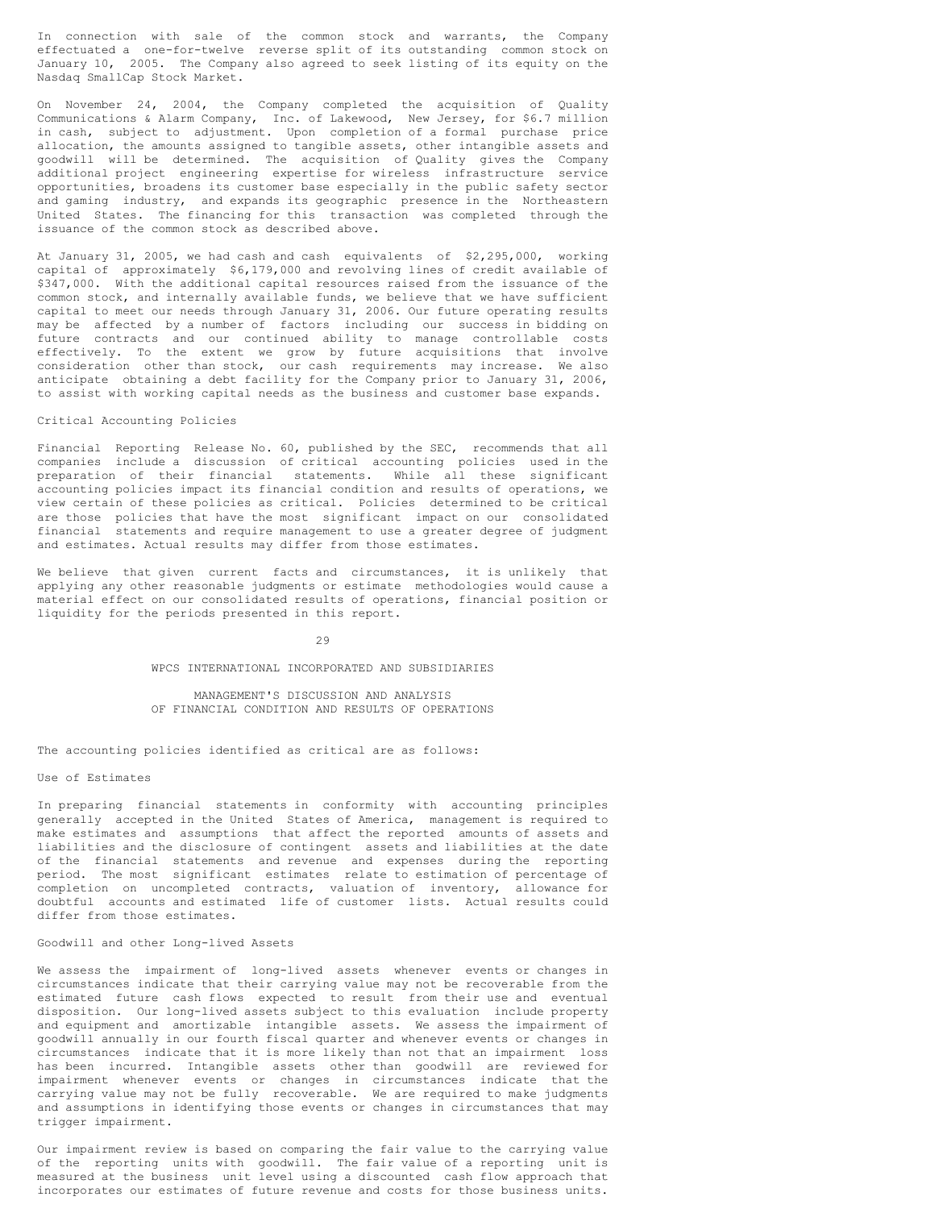In connection with sale of the common stock and warrants, the Company effectuated a one-for-twelve reverse split of its outstanding common stock on January 10, 2005. The Company also agreed to seek listing of its equity on the Nasdaq SmallCap Stock Market.

On November 24, 2004, the Company completed the acquisition of Quality Communications & Alarm Company, Inc. of Lakewood, New Jersey, for $6.7 million in cash, subject to adjustment. Upon completion of a formal purchase price allocation, the amounts assigned to tangible assets, other intangible assets and goodwill will be determined. The acquisition of Quality gives the Company additional project engineering expertise for wireless infrastructure service opportunities, broadens its customer base especially in the public safety sector and gaming industry, and expands its geographic presence in the Northeastern United States. The financing for this transaction was completed through the issuance of the common stock as described above.

At January 31, 2005, we had cash and cash equivalents of $2,295,000, working capital of approximately $6,179,000 and revolving lines of credit available of $347,000. With the additional capital resources raised from the issuance of the common stock, and internally available funds, we believe that we have sufficient capital to meet our needs through January 31, 2006. Our future operating results may be affected by a number of factors including our success in bidding on future contracts and our continued ability to manage controllable costs effectively. To the extent we grow by future acquisitions that involve consideration other than stock, our cash requirements may increase. We also anticipate obtaining a debt facility for the Company prior to January 31, 2006, to assist with working capital needs as the business and customer base expands.

## Critical Accounting Policies

Financial Reporting Release No. 60, published by the SEC, recommends that all companies include a discussion of critical accounting policies used in the preparation of their financial statements. While all these significant accounting policies impact its financial condition and results of operations, we view certain of these policies as critical. Policies determined to be critical are those policies that have the most significant impact on our consolidated financial statements and require management to use a greater degree of judgment and estimates. Actual results may differ from those estimates.

We believe that given current facts and circumstances, it is unlikely that applying any other reasonable judgments or estimate methodologies would cause a material effect on our consolidated results of operations, financial position or liquidity for the periods presented in this report.

The accounting policies identified as critical are as follows:

### Use of Estimates

In preparing financial statements in conformity with accounting principles generally accepted in the United States of America, management is required to make estimates and assumptions that affect the reported amounts of assets and liabilities and the disclosure of contingent assets and liabilities at the date of the financial statements and revenue and expenses during the reporting period. The most significant estimates relate to estimation of percentage of completion on uncompleted contracts, valuation of inventory, allowance for doubtful accounts and estimated life of customer lists. Actual results could differ from those estimates.

### Goodwill and other Long-lived Assets

We assess the impairment of long-lived assets whenever events or changes in circumstances indicate that their carrying value may not be recoverable from the estimated future cash flows expected to result from their use and eventual disposition. Our long-lived assets subject to this evaluation include property and equipment and amortizable intangible assets. We assess the impairment of goodwill annually in our fourth fiscal quarter and whenever events or changes in circumstances indicate that it is more likely than not that an impairment loss has been incurred. Intangible assets other than goodwill are reviewed for impairment whenever events or changes in circumstances indicate that the carrying value may not be fully recoverable. We are required to make judgments and assumptions in identifying those events or changes in circumstances that may trigger impairment.

Our impairment review is based on comparing the fair value to the carrying value of the reporting units with goodwill. The fair value of a reporting unit is measured at the business unit level using a discounted cash flow approach that incorporates our estimates of future revenue and costs for those business units.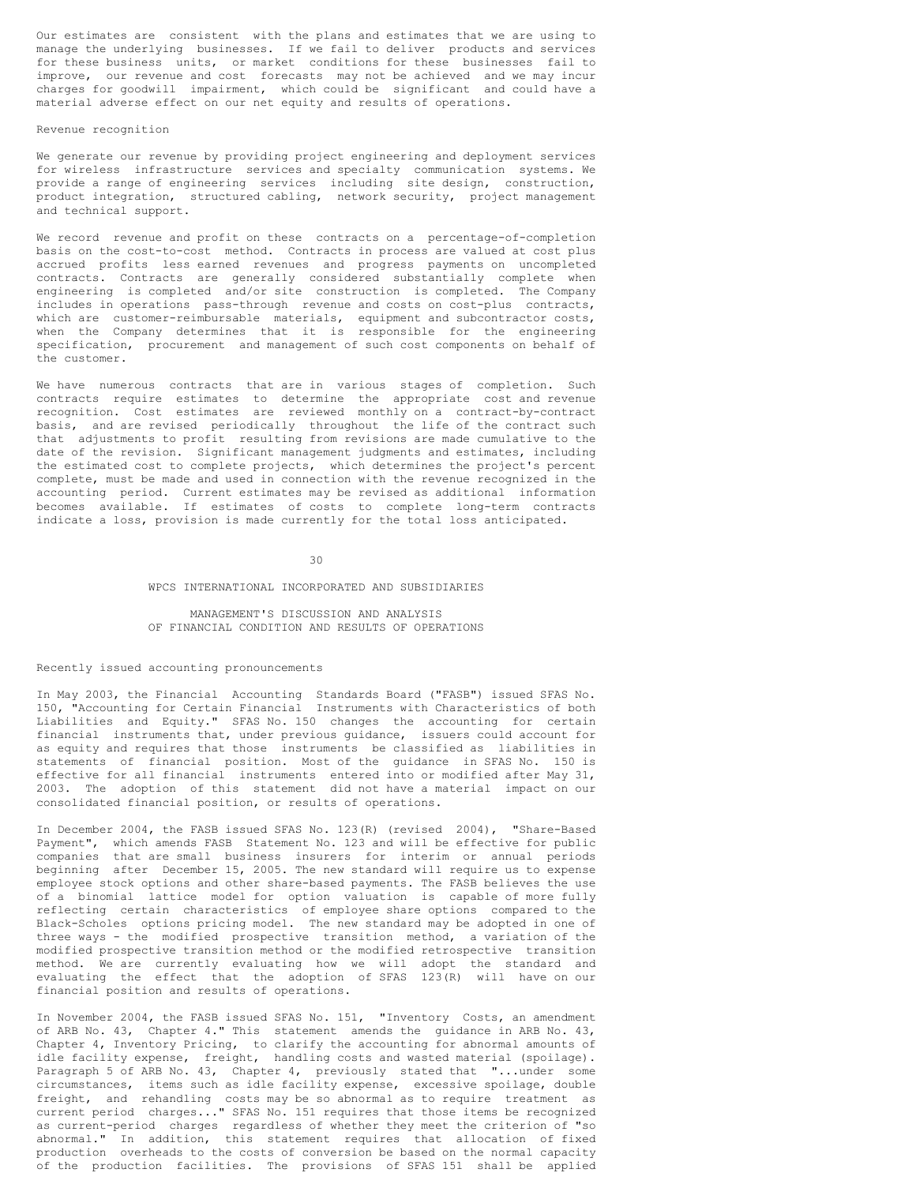Our estimates are consistent with the plans and estimates that we are using to manage the underlying businesses. If we fail to deliver products and services for these business units, or market conditions for these businesses fail to improve, our revenue and cost forecasts may not be achieved and we may incur charges for goodwill impairment, which could be significant and could have a material adverse effect on our net equity and results of operations.

### Revenue recognition

We generate our revenue by providing project engineering and deployment services for wireless infrastructure services and specialty communication systems. We provide a range of engineering services including site design, construction, product integration, structured cabling, network security, project management and technical support.

We record revenue and profit on these contracts on a percentage-of-completion basis on the cost-to-cost method. Contracts in process are valued at cost plus accrued profits less earned revenues and progress payments on uncompleted contracts. Contracts are generally considered substantially complete when engineering is completed and/or site construction is completed. The Company includes in operations pass-through revenue and costs on cost-plus contracts, which are customer-reimbursable materials, equipment and subcontractor costs, when the Company determines that it is responsible for the engineering specification, procurement and management of such cost components on behalf of the customer.

We have numerous contracts that are in various stages of completion. Such contracts require estimates to determine the appropriate cost and revenue recognition. Cost estimates are reviewed monthly on a contract-by-contract basis, and are revised periodically throughout the life of the contract such that adjustments to profit resulting from revisions are made cumulative to the date of the revision. Significant management judgments and estimates, including the estimated cost to complete projects, which determines the project's percent complete, must be made and used in connection with the revenue recognized in the accounting period. Current estimates may be revised as additional information becomes available. If estimates of costs to complete long-term contracts indicate a loss, provision is made currently for the total loss anticipated.

## WPCS INTERNATIONAL INCORPORATED AND SUBSIDIARIES

## MANAGEMENT'S DISCUSSION AND ANALYSIS OF FINANCIAL CONDITION AND RESULTS OF OPERATIONS

### Recently issued accounting pronouncements

In May 2003, the Financial Accounting Standards Board ("FASB") issued SFAS No. 150, "Accounting for Certain Financial Instruments with Characteristics of both Liabilities and Equity." SFAS No. 150 changes the accounting for certain financial instruments that, under previous guidance, issuers could account for as equity and requires that those instruments be classified as liabilities in statements of financial position. Most of the guidance in SFAS No. 150 is effective for all financial instruments entered into or modified after May 31, 2003. The adoption of this statement did not have a material impact on our consolidated financial position, or results of operations.

In December 2004, the FASB issued SFAS No. 123(R) (revised 2004), "Share-Based Payment", which amends FASB Statement No. 123 and will be effective for public companies that are small business insurers for interim or annual periods beginning after December 15, 2005. The new standard will require us to expense employee stock options and other share-based payments. The FASB believes the use of a binomial lattice model for option valuation is capable of more fully reflecting certain characteristics of employee share options compared to the Black-Scholes options pricing model. The new standard may be adopted in one of three ways - the modified prospective transition method, a variation of the modified prospective transition method or the modified retrospective transition method. We are currently evaluating how we will adopt the standard and evaluating the effect that the adoption of SFAS 123(R) will have on our financial position and results of operations.

In November 2004, the FASB issued SFAS No. 151, "Inventory Costs, an amendment of ARB No. 43, Chapter 4." This statement amends the guidance in ARB No. 43, Chapter 4, Inventory Pricing, to clarify the accounting for abnormal amounts of idle facility expense, freight, handling costs and wasted material (spoilage). Paragraph 5 of ARB No. 43, Chapter 4, previously stated that "...under some circumstances, items such as idle facility expense, excessive spoilage, double freight, and rehandling costs may be so abnormal as to require treatment as current period charges..." SFAS No. 151 requires that those items be recognized as current-period charges regardless of whether they meet the criterion of "so abnormal." In addition, this statement requires that allocation of fixed production overheads to the costs of conversion be based on the normal capacity of the production facilities. The provisions of SFAS 151 shall be applied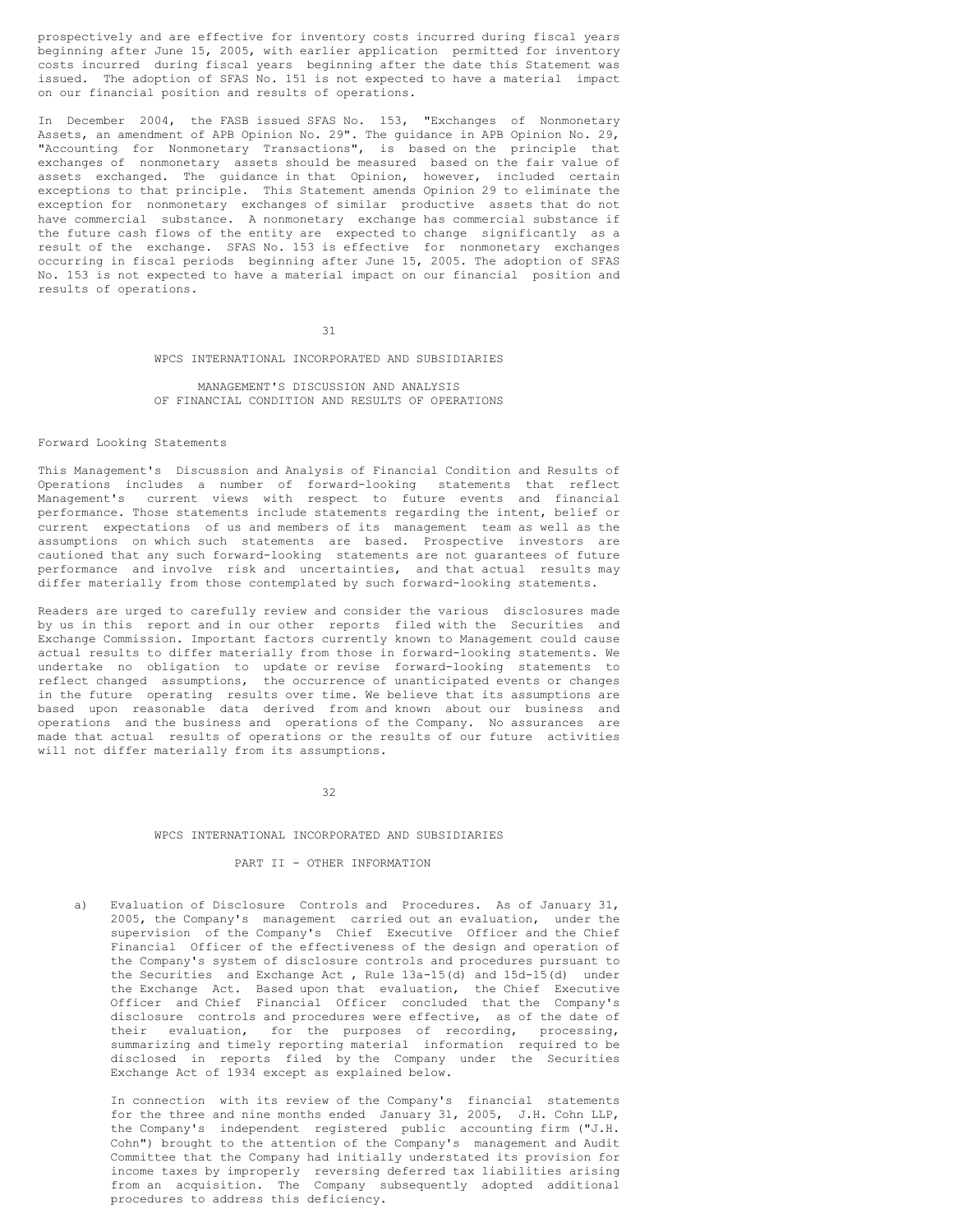prospectively and are effective for inventory costs incurred during fiscal years beginning after June 15, 2005, with earlier application permitted for inventory costs incurred during fiscal years beginning after the date this Statement was issued. The adoption of SFAS No. 151 is not expected to have a material impact on our financial position and results of operations.

In December 2004, the FASB issued SFAS No. 153, "Exchanges of Nonmonetary Assets, an amendment of APB Opinion No. 29". The guidance in APB Opinion No. 29, "Accounting for Nonmonetary Transactions", is based on the principle that exchanges of nonmonetary assets should be measured based on the fair value of assets exchanged. The guidance in that Opinion, however, included certain exceptions to that principle. This Statement amends Opinion 29 to eliminate the exception for nonmonetary exchanges of similar productive assets that do not have commercial substance. A nonmonetary exchange has commercial substance if the future cash flows of the entity are expected to change significantly as a result of the exchange. SFAS No. 153 is effective for nonmonetary exchanges occurring in fiscal periods beginning after June 15, 2005. The adoption of SFAS No. 153 is not expected to have a material impact on our financial position and results of operations.

WPCS INTERNATIONAL INCORPORATED AND SUBSIDIARIES

## MANAGEMENT'S DISCUSSION AND ANALYSIS OF FINANCIAL CONDITION AND RESULTS OF OPERATIONS

### Forward Looking Statements

This Management's Discussion and Analysis of Financial Condition and Results of Operations includes a number of forward-looking statements that reflect Management's current views with respect to future events and financial performance. Those statements include statements regarding the intent, belief or current expectations of us and members of its management team as well as the assumptions on which such statements are based. Prospective investors are cautioned that any such forward-looking statements are not guarantees of future performance and involve risk and uncertainties, and that actual results may differ materially from those contemplated by such forward-looking statements.

Readers are urged to carefully review and consider the various disclosures made by us in this report and in our other reports filed with the Securities and Exchange Commission. Important factors currently known to Management could cause actual results to differ materially from those in forward-looking statements. We undertake no obligation to update or revise forward-looking statements to reflect changed assumptions, the occurrence of unanticipated events or changes in the future operating results over time. We believe that its assumptions are based upon reasonable data derived from and known about our business and operations and the business and operations of the Company. No assurances are made that actual results of operations or the results of our future activities will not differ materially from its assumptions.

WPCS INTERNATIONAL INCORPORATED AND SUBSIDIARIES

## PART II - OTHER INFORMATION

a) Evaluation of Disclosure Controls and Procedures. As of January 31, 2005, the Company's management carried out an evaluation, under the supervision of the Company's Chief Executive Officer and the Chief Financial Officer of the effectiveness of the design and operation of the Company's system of disclosure controls and procedures pursuant to the Securities and Exchange Act , Rule 13a-15(d) and 15d-15(d) under the Exchange Act. Based upon that evaluation, the Chief Executive Officer and Chief Financial Officer concluded that the Company's disclosure controls and procedures were effective, as of the date of their evaluation, for the purposes of recording, processing, summarizing and timely reporting material information required to be disclosed in reports filed by the Company under the Securities Exchange Act of 1934 except as explained below.

   In connection with its review of the Company's financial statements for the three and nine months ended January 31, 2005, J.H. Cohn LLP, the Company's independent registered public accounting firm ("J.H. Cohn") brought to the attention of the Company's management and Audit Committee that the Company had initially understated its provision for income taxes by improperly reversing deferred tax liabilities arising from an acquisition. The Company subsequently adopted additional procedures to address this deficiency.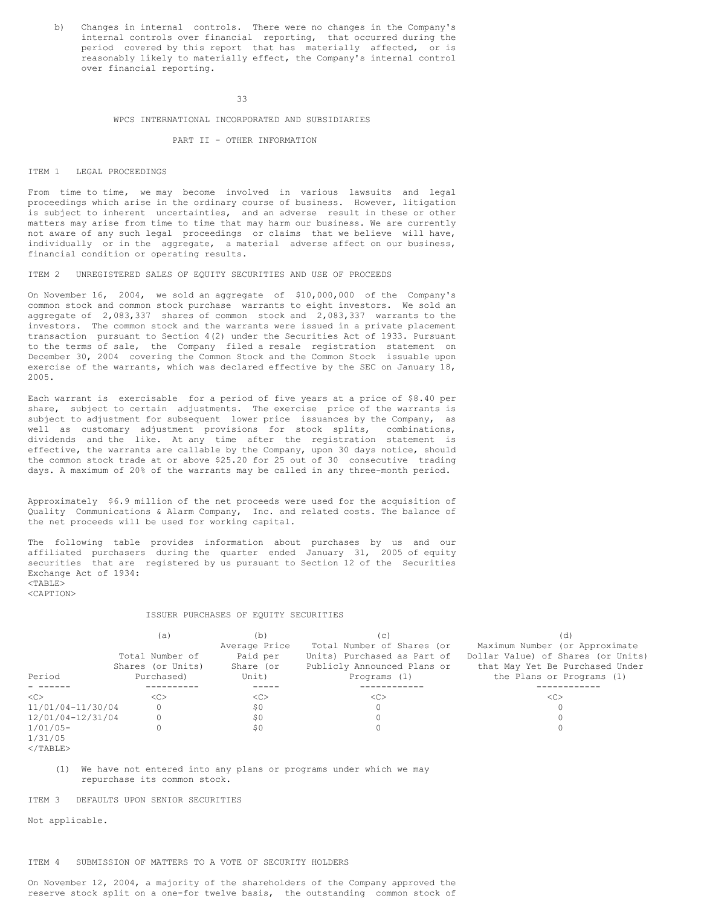b) Changes in internal controls. There were no changes in the Company's internal controls over financial reporting, that occurred during the period covered by this report that has materially affected, or is reasonably likely to materially effect, the Company's internal control over financial reporting.

WPCS INTERNATIONAL INCORPORATED AND SUBSIDIARIES

PART II - OTHER INFORMATION

ITEM 1 LEGAL PROCEEDINGS

From time to time, we may become involved in various lawsuits and legal proceedings which arise in the ordinary course of business. However, litigation is subject to inherent uncertainties, and an adverse result in these or other matters may arise from time to time that may harm our business. We are currently not aware of any such legal proceedings or claims that we believe will have, individually or in the aggregate, a material adverse affect on our business, financial condition or operating results.

ITEM 2 UNREGISTERED SALES OF EQUITY SECURITIES AND USE OF PROCEEDS

On November 16, 2004, we sold an aggregate of $10,000,000 of the Company's common stock and common stock purchase warrants to eight investors. We sold an aggregate of 2,083,337 shares of common stock and 2,083,337 warrants to the investors. The common stock and the warrants were issued in a private placement transaction pursuant to Section 4(2) under the Securities Act of 1933. Pursuant to the terms of sale, the Company filed a resale registration statement on December 30, 2004 covering the Common Stock and the Common Stock issuable upon exercise of the warrants, which was declared effective by the SEC on January 18, 2005.

Each warrant is exercisable for a period of five years at a price of $8.40 per share, subject to certain adjustments. The exercise price of the warrants is subject to adjustment for subsequent lower price issuances by the Company, as well as customary adjustment provisions for stock splits, combinations, dividends and the like. At any time after the registration statement is effective, the warrants are callable by the Company, upon 30 days notice, should the common stock trade at or above $25.20 for 25 out of 30 consecutive trading days. A maximum of 20% of the warrants may be called in any three-month period.

Approximately $6.9 million of the net proceeds were used for the acquisition of Quality Communications & Alarm Company, Inc. and related costs. The balance of the net proceeds will be used for working capital.

The following table provides information about purchases by us and our affiliated purchasers during the quarter ended January 31, 2005 of equity securities that are registered by us pursuant to Section 12 of the Securities Exchange Act of 1934:

ISSUER PURCHASES OF EQUITY SECURITIES

| Period | (a) Total Number of Shares (or Units) Purchased) | (b) Average Price Paid per Share (or Unit) | (c) Total Number of Shares (or Units) Purchased as Part of Publicly Announced Plans or Programs (1) | (d) Maximum Number (or Approximate Dollar Value) of Shares (or Units) that May Yet Be Purchased Under the Plans or Programs (1) |
|---|---|---|---|---|
| 11/01/04-11/30/04 | 0 | $0 | 0 | 0 |
| 12/01/04-12/31/04 | 0 | $0 | 0 | 0 |
| 1/01/05-1/31/05 | 0 | $0 | 0 | 0 |

(1) We have not entered into any plans or programs under which we may repurchase its common stock.

ITEM 3 DEFAULTS UPON SENIOR SECURITIES

Not applicable.

ITEM 4 SUBMISSION OF MATTERS TO A VOTE OF SECURITY HOLDERS

On November 12, 2004, a majority of the shareholders of the Company approved the reserve stock split on a one-for twelve basis, the outstanding common stock of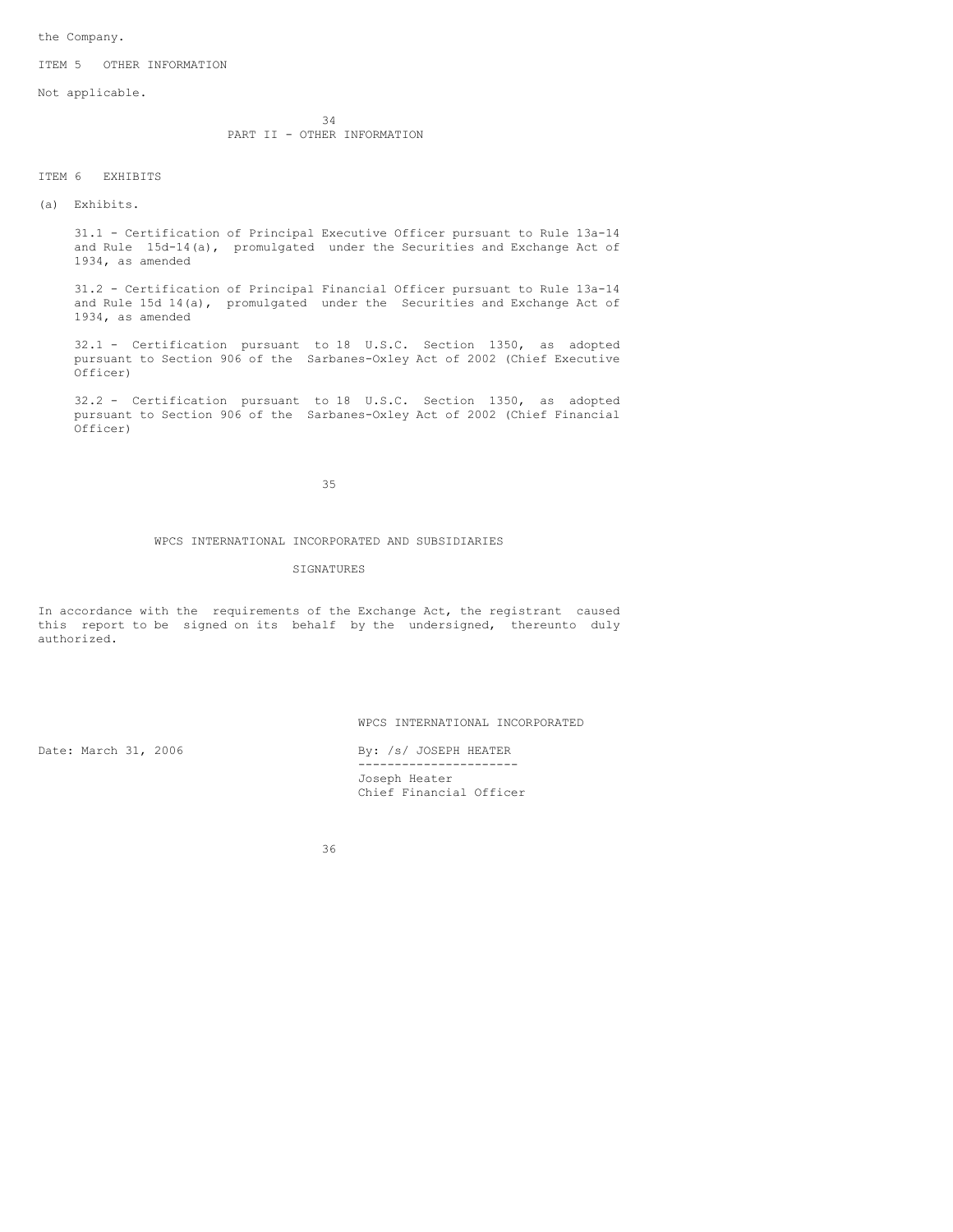the Company.

ITEM 5 OTHER INFORMATION

Not applicable.

PART II - OTHER INFORMATION

ITEM 6 EXHIBITS

(a) Exhibits.

31.1 - Certification of Principal Executive Officer pursuant to Rule 13a-14 and Rule 15d-14(a), promulgated under the Securities and Exchange Act of 1934, as amended

31.2 - Certification of Principal Financial Officer pursuant to Rule 13a-14 and Rule 15d 14(a), promulgated under the Securities and Exchange Act of 1934, as amended

32.1 - Certification pursuant to 18 U.S.C. Section 1350, as adopted pursuant to Section 906 of the Sarbanes-Oxley Act of 2002 (Chief Executive Officer)

32.2 - Certification pursuant to 18 U.S.C. Section 1350, as adopted pursuant to Section 906 of the Sarbanes-Oxley Act of 2002 (Chief Financial Officer)

WPCS INTERNATIONAL INCORPORATED AND SUBSIDIARIES

SIGNATURES

In accordance with the requirements of the Exchange Act, the registrant caused this report to be signed on its behalf by the undersigned, thereunto duly authorized.

WPCS INTERNATIONAL INCORPORATED

Date: March 31, 2006

By: /s/ JOSEPH HEATER

Joseph Heater
Chief Financial Officer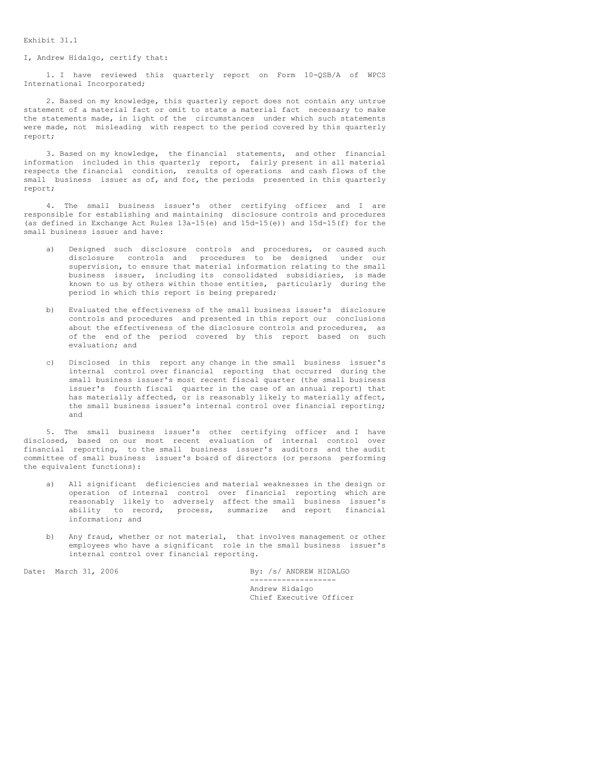Exhibit 31.1

I, Andrew Hidalgo, certify that:

1. I have reviewed this quarterly report on Form 10-QSB/A of WPCS International Incorporated;

2. Based on my knowledge, this quarterly report does not contain any untrue statement of a material fact or omit to state a material fact necessary to make the statements made, in light of the circumstances under which such statements were made, not misleading with respect to the period covered by this quarterly report;

3. Based on my knowledge, the financial statements, and other financial information included in this quarterly report, fairly present in all material respects the financial condition, results of operations and cash flows of the small business issuer as of, and for, the periods presented in this quarterly report;

4. The small business issuer's other certifying officer and I are responsible for establishing and maintaining disclosure controls and procedures (as defined in Exchange Act Rules 13a-15(e) and 15d-15(e)) and 15d-15(f) for the small business issuer and have:

a) Designed such disclosure controls and procedures, or caused such disclosure controls and procedures to be designed under our supervision, to ensure that material information relating to the small business issuer, including its consolidated subsidiaries, is made known to us by others within those entities, particularly during the period in which this report is being prepared;

b) Evaluated the effectiveness of the small business issuer's disclosure controls and procedures and presented in this report our conclusions about the effectiveness of the disclosure controls and procedures, as of the end of the period covered by this report based on such evaluation; and

c) Disclosed in this report any change in the small business issuer's internal control over financial reporting that occurred during the small business issuer's most recent fiscal quarter (the small business issuer's fourth fiscal quarter in the case of an annual report) that has materially affected, or is reasonably likely to materially affect, the small business issuer's internal control over financial reporting; and

5. The small business issuer's other certifying officer and I have disclosed, based on our most recent evaluation of internal control over financial reporting, to the small business issuer's auditors and the audit committee of small business issuer's board of directors (or persons performing the equivalent functions):

a) All significant deficiencies and material weaknesses in the design or operation of internal control over financial reporting which are reasonably likely to adversely affect the small business issuer's ability to record, process, summarize and report financial information; and

b) Any fraud, whether or not material, that involves management or other employees who have a significant role in the small business issuer's internal control over financial reporting.

Date: March 31, 2006

By: /s/ ANDREW HIDALGO
-------------------
Andrew Hidalgo
Chief Executive Officer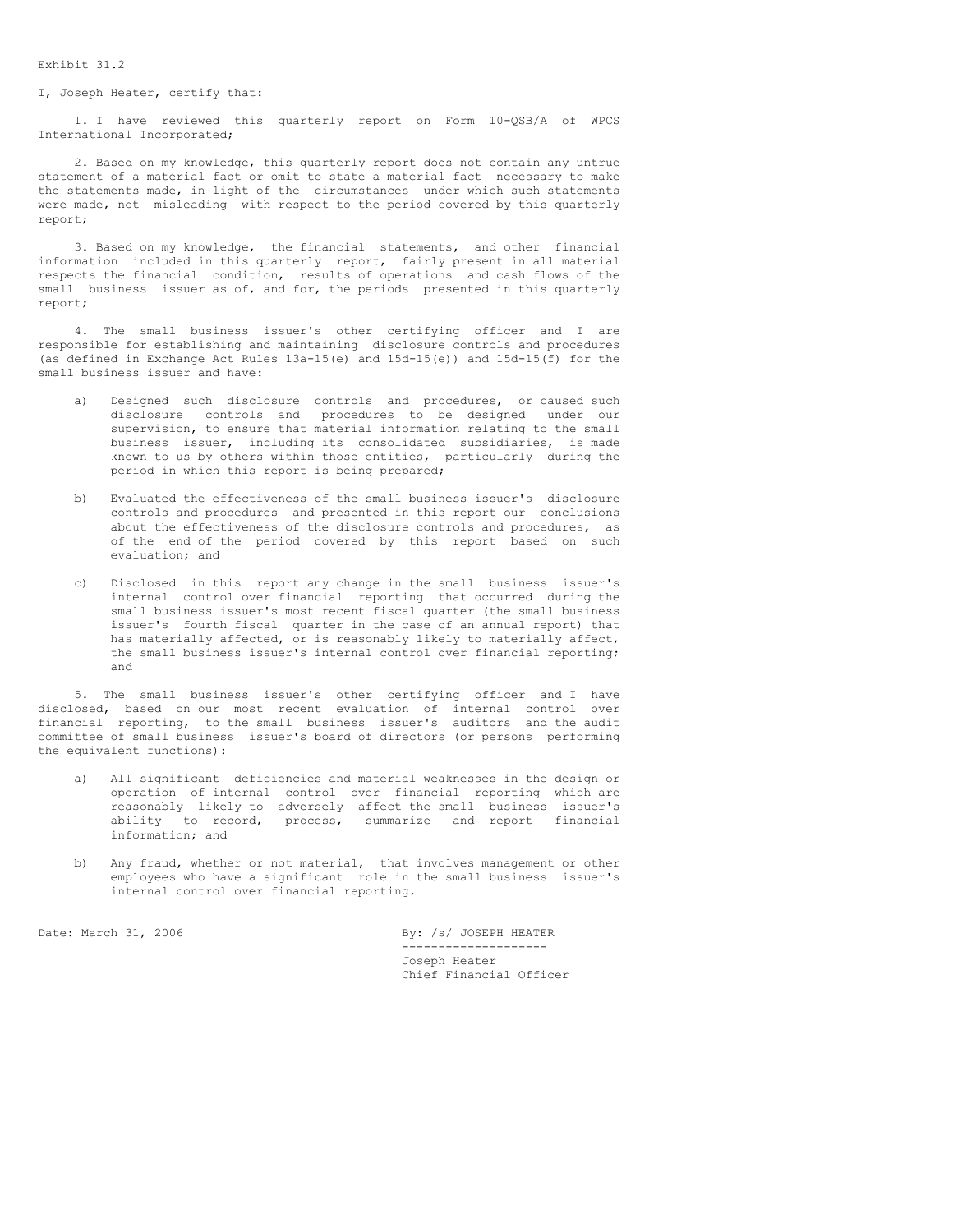Exhibit 31.2

I, Joseph Heater, certify that:

1. I have reviewed this quarterly report on Form 10-QSB/A of WPCS International Incorporated;

2. Based on my knowledge, this quarterly report does not contain any untrue statement of a material fact or omit to state a material fact necessary to make the statements made, in light of the circumstances under which such statements were made, not misleading with respect to the period covered by this quarterly report;

3. Based on my knowledge, the financial statements, and other financial information included in this quarterly report, fairly present in all material respects the financial condition, results of operations and cash flows of the small business issuer as of, and for, the periods presented in this quarterly report;

4. The small business issuer's other certifying officer and I are responsible for establishing and maintaining disclosure controls and procedures (as defined in Exchange Act Rules 13a-15(e) and 15d-15(e)) and 15d-15(f) for the small business issuer and have:

a) Designed such disclosure controls and procedures, or caused such disclosure controls and procedures to be designed under our supervision, to ensure that material information relating to the small business issuer, including its consolidated subsidiaries, is made known to us by others within those entities, particularly during the period in which this report is being prepared;

b) Evaluated the effectiveness of the small business issuer's disclosure controls and procedures and presented in this report our conclusions about the effectiveness of the disclosure controls and procedures, as of the end of the period covered by this report based on such evaluation; and

c) Disclosed in this report any change in the small business issuer's internal control over financial reporting that occurred during the small business issuer's most recent fiscal quarter (the small business issuer's fourth fiscal quarter in the case of an annual report) that has materially affected, or is reasonably likely to materially affect, the small business issuer's internal control over financial reporting; and

5. The small business issuer's other certifying officer and I have disclosed, based on our most recent evaluation of internal control over financial reporting, to the small business issuer's auditors and the audit committee of small business issuer's board of directors (or persons performing the equivalent functions):

a) All significant deficiencies and material weaknesses in the design or operation of internal control over financial reporting which are reasonably likely to adversely affect the small business issuer's ability to record, process, summarize and report financial information; and

b) Any fraud, whether or not material, that involves management or other employees who have a significant role in the small business issuer's internal control over financial reporting.

Date: March 31, 2006

By: /s/ JOSEPH HEATER

Joseph Heater
Chief Financial Officer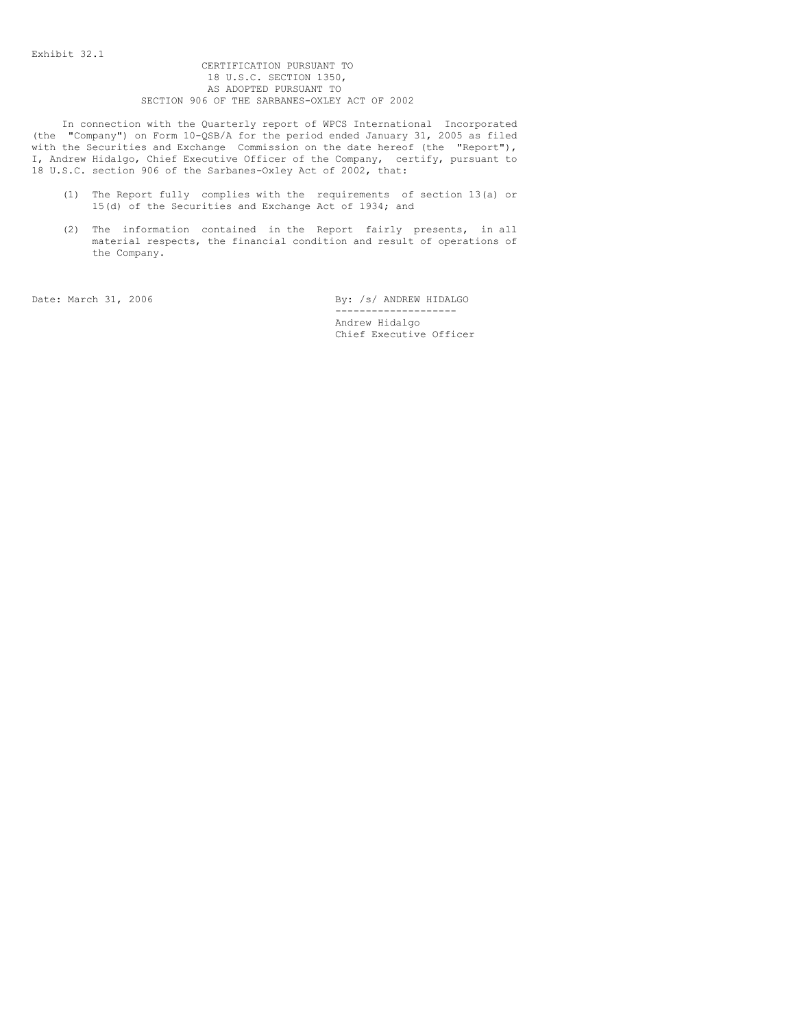Exhibit 32.1

**CERTIFICATION PURSUANT TO**
**18 U.S.C. SECTION 1350,**
**AS ADOPTED PURSUANT TO**
**SECTION 906 OF THE SARBANES-OXLEY ACT OF 2002**

In connection with the Quarterly report of WPCS International Incorporated (the "Company") on Form 10-QSB/A for the period ended January 31, 2005 as filed with the Securities and Exchange Commission on the date hereof (the "Report"), I, Andrew Hidalgo, Chief Executive Officer of the Company, certify, pursuant to 18 U.S.C. section 906 of the Sarbanes-Oxley Act of 2002, that:

(1) The Report fully complies with the requirements of section 13(a) or 15(d) of the Securities and Exchange Act of 1934; and

(2) The information contained in the Report fairly presents, in all material respects, the financial condition and result of operations of the Company.

Date: March 31, 2006

By: /s/ ANDREW HIDALGO

--------------------

Andrew Hidalgo
Chief Executive Officer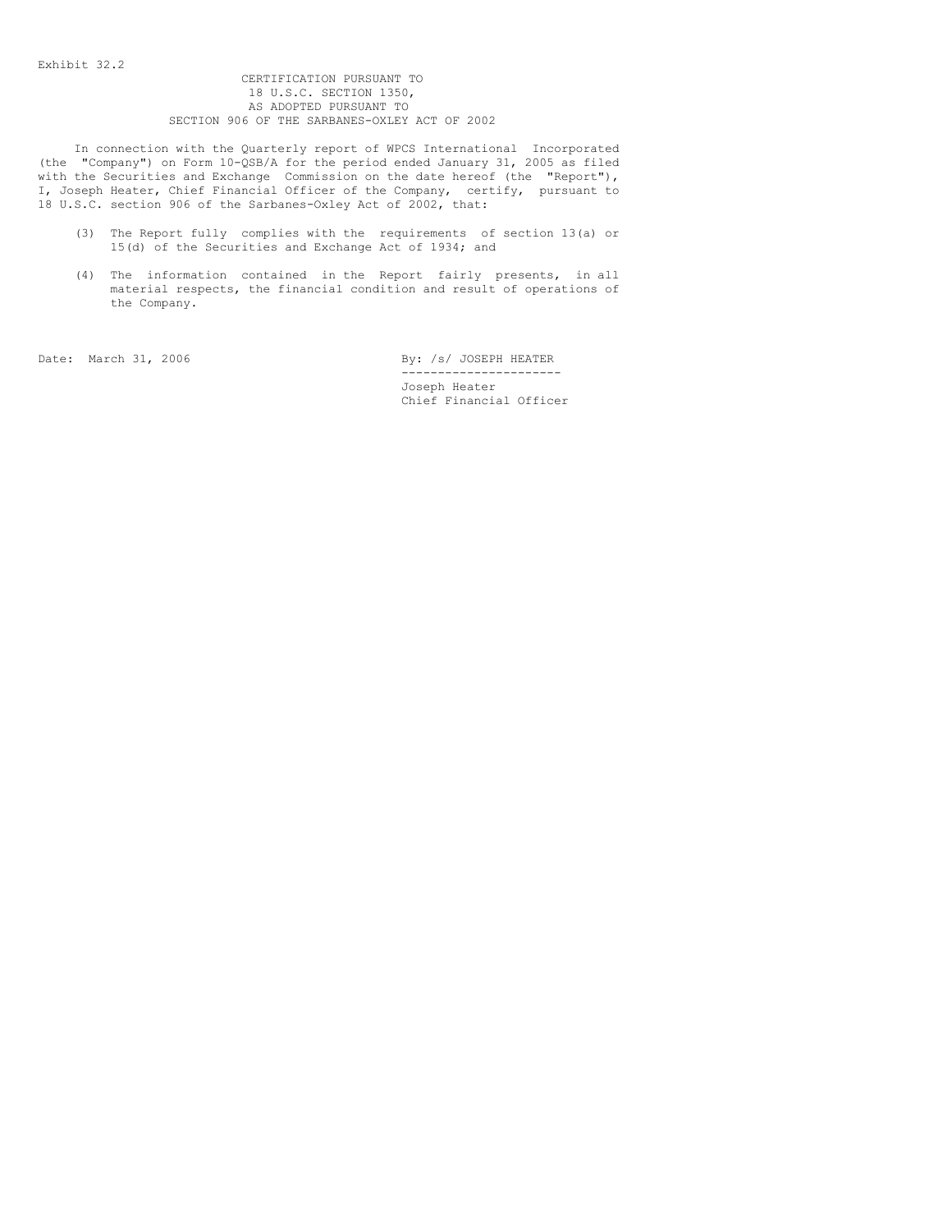Exhibit 32.2

CERTIFICATION PURSUANT TO
18 U.S.C. SECTION 1350,
AS ADOPTED PURSUANT TO
SECTION 906 OF THE SARBANES-OXLEY ACT OF 2002

In connection with the Quarterly report of WPCS International Incorporated (the "Company") on Form 10-QSB/A for the period ended January 31, 2005 as filed with the Securities and Exchange Commission on the date hereof (the "Report"), I, Joseph Heater, Chief Financial Officer of the Company, certify, pursuant to 18 U.S.C. section 906 of the Sarbanes-Oxley Act of 2002, that:

(3) The Report fully complies with the requirements of section 13(a) or 15(d) of the Securities and Exchange Act of 1934; and

(4) The information contained in the Report fairly presents, in all material respects, the financial condition and result of operations of the Company.

Date: March 31, 2006

By: /s/ JOSEPH HEATER

---

Joseph Heater
Chief Financial Officer